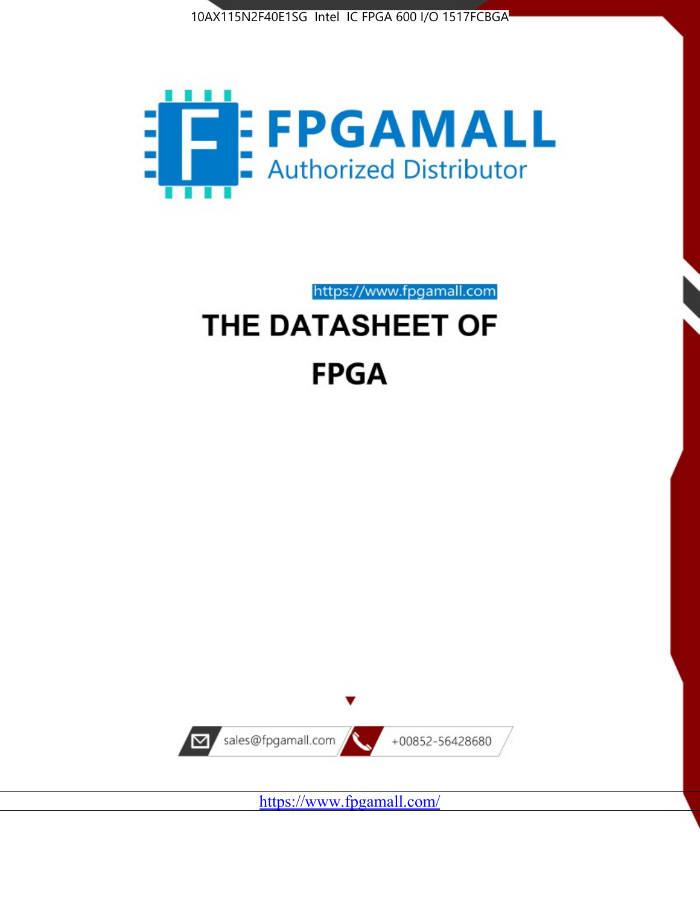10AX115N2F40E1SG Intel IC FPGA 600 I/O 1517FCBGA

FPGAMALL

Authorized Distributor

https://www.fpgamall.com

# THE DATASHEET OF

# FPGA

sales@fpgamall.com

+00852-56428680

https://www.fpgamall.com/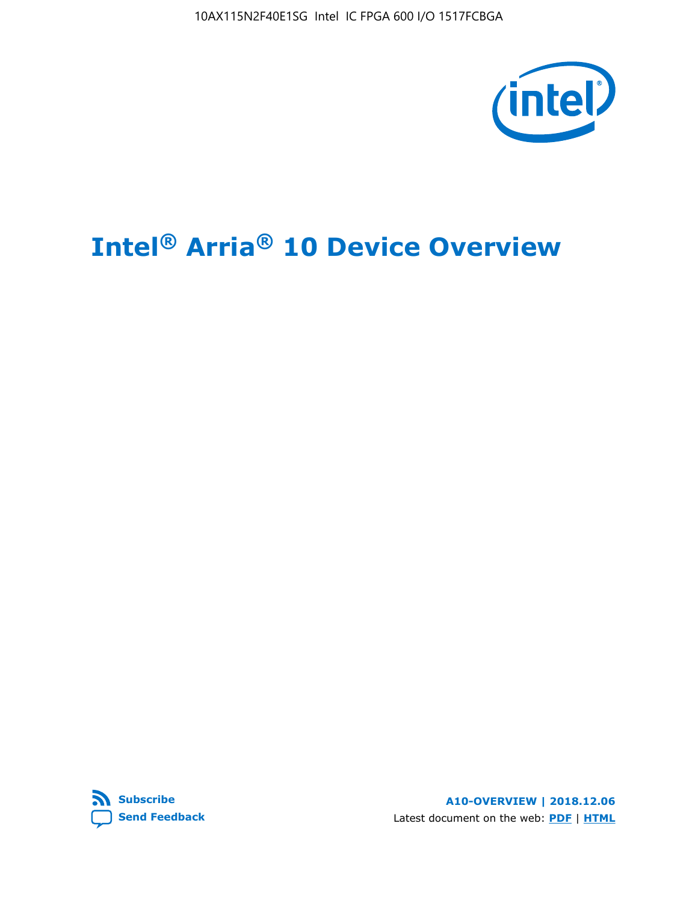# Intel® Arria® 10 Device Overview

Subscribe

Send Feedback

A10-OVERVIEW | 2018.12.06

Latest document on the web: PDF | HTML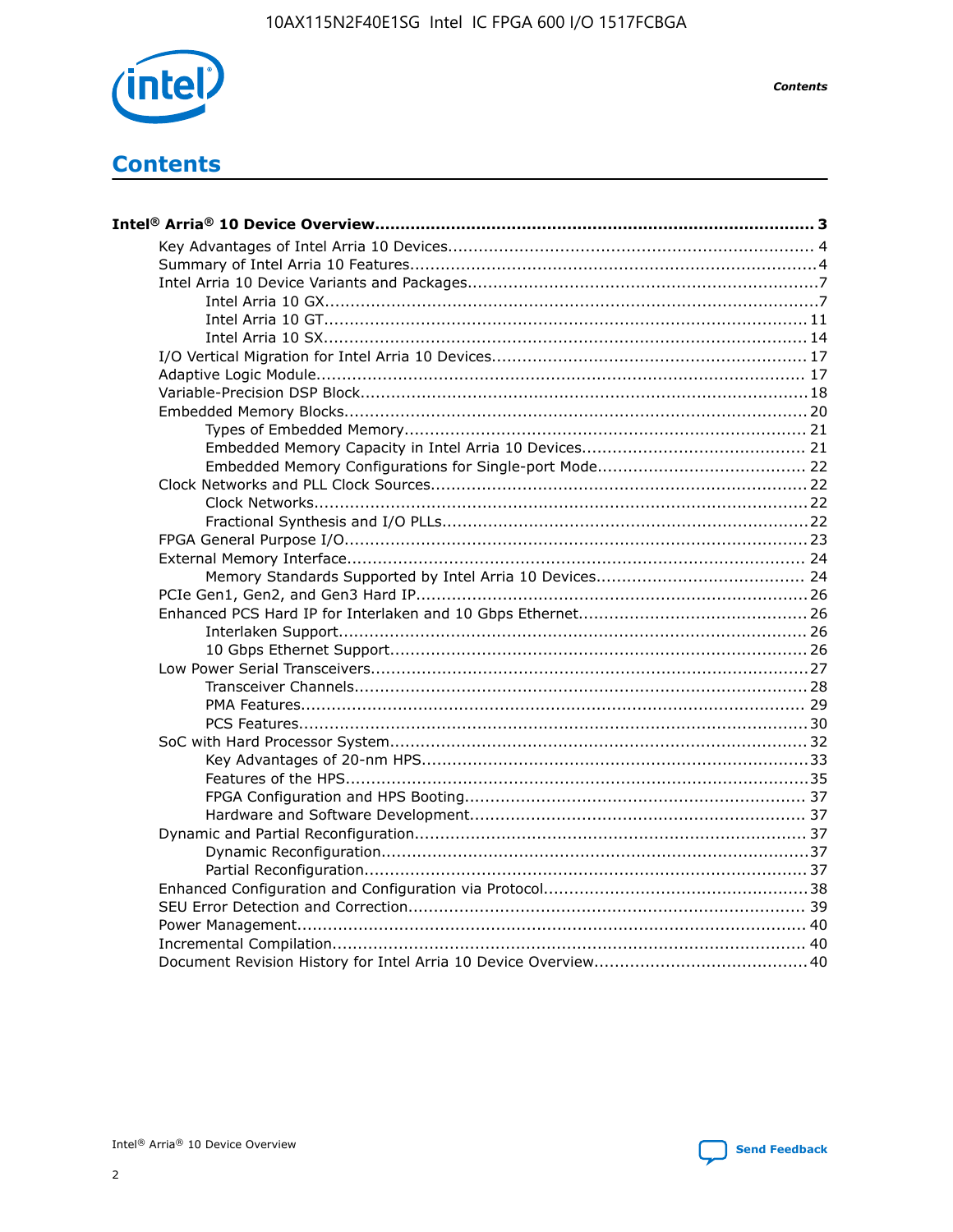# Contents

**Intel® Arria® 10 Device Overview....................................................................................... 3**

- Key Advantages of Intel Arria 10 Devices........................................................................ 4
- Summary of Intel Arria 10 Features................................................................................4
- Intel Arria 10 Device Variants and Packages.....................................................................7
  - Intel Arria 10 GX.................................................................................................7
  - Intel Arria 10 GT............................................................................................... 11
  - Intel Arria 10 SX............................................................................................... 14
- I/O Vertical Migration for Intel Arria 10 Devices.............................................................. 17
- Adaptive Logic Module................................................................................................ 17
- Variable-Precision DSP Block.......................................................................................18
- Embedded Memory Blocks...........................................................................................20
  - Types of Embedded Memory............................................................................... 21
  - Embedded Memory Capacity in Intel Arria 10 Devices............................................ 21
  - Embedded Memory Configurations for Single-port Mode......................................... 22
- Clock Networks and PLL Clock Sources.........................................................................22
  - Clock Networks.................................................................................................22
  - Fractional Synthesis and I/O PLLs........................................................................22
- FPGA General Purpose I/O..........................................................................................23
- External Memory Interface.......................................................................................... 24
  - Memory Standards Supported by Intel Arria 10 Devices......................................... 24
- PCIe Gen1, Gen2, and Gen3 Hard IP.............................................................................26
- Enhanced PCS Hard IP for Interlaken and 10 Gbps Ethernet.............................................26
  - Interlaken Support............................................................................................ 26
  - 10 Gbps Ethernet Support.................................................................................. 26
- Low Power Serial Transceivers.....................................................................................27
  - Transceiver Channels.........................................................................................28
  - PMA Features................................................................................................... 29
  - PCS Features....................................................................................................30
- SoC with Hard Processor System..................................................................................32
  - Key Advantages of 20-nm HPS............................................................................33
  - Features of the HPS...........................................................................................35
  - FPGA Configuration and HPS Booting................................................................... 37
  - Hardware and Software Development.................................................................. 37
- Dynamic and Partial Reconfiguration............................................................................ 37
  - Dynamic Reconfiguration....................................................................................37
  - Partial Reconfiguration.......................................................................................37
- Enhanced Configuration and Configuration via Protocol....................................................38
- SEU Error Detection and Correction.............................................................................. 39
- Power Management.................................................................................................... 40
- Incremental Compilation............................................................................................. 40
- Document Revision History for Intel Arria 10 Device Overview..........................................40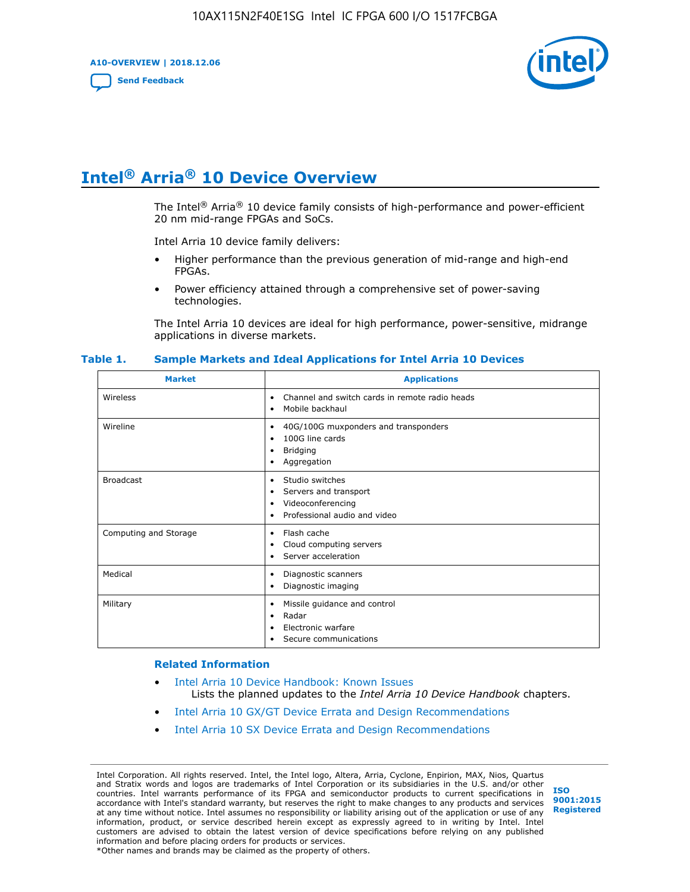# Intel® Arria® 10 Device Overview

The Intel® Arria® 10 device family consists of high-performance and power-efficient 20 nm mid-range FPGAs and SoCs.

Intel Arria 10 device family delivers:

- Higher performance than the previous generation of mid-range and high-end FPGAs.
- Power efficiency attained through a comprehensive set of power-saving technologies.

The Intel Arria 10 devices are ideal for high performance, power-sensitive, midrange applications in diverse markets.

**Table 1. Sample Markets and Ideal Applications for Intel Arria 10 Devices**

| Market | Applications |
|---|---|
| Wireless | • Channel and switch cards in remote radio heads<br>• Mobile backhaul |
| Wireline | • 40G/100G muxponders and transponders<br>• 100G line cards<br>• Bridging<br>• Aggregation |
| Broadcast | • Studio switches<br>• Servers and transport<br>• Videoconferencing<br>• Professional audio and video |
| Computing and Storage | • Flash cache<br>• Cloud computing servers<br>• Server acceleration |
| Medical | • Diagnostic scanners<br>• Diagnostic imaging |
| Military | • Missile guidance and control<br>• Radar<br>• Electronic warfare<br>• Secure communications |

## Related Information

- Intel Arria 10 Device Handbook: Known Issues
  Lists the planned updates to the *Intel Arria 10 Device Handbook* chapters.
- Intel Arria 10 GX/GT Device Errata and Design Recommendations
- Intel Arria 10 SX Device Errata and Design Recommendations

Intel Corporation. All rights reserved. Intel, the Intel logo, Altera, Arria, Cyclone, Enpirion, MAX, Nios, Quartus and Stratix words and logos are trademarks of Intel Corporation or its subsidiaries in the U.S. and/or other countries. Intel warrants performance of its FPGA and semiconductor products to current specifications in accordance with Intel's standard warranty, but reserves the right to make changes to any products and services at any time without notice. Intel assumes no responsibility or liability arising out of the application or use of any information, product, or service described herein except as expressly agreed to in writing by Intel. Intel customers are advised to obtain the latest version of device specifications before relying on any published information and before placing orders for products or services.
*Other names and brands may be claimed as the property of others.

ISO 9001:2015 Registered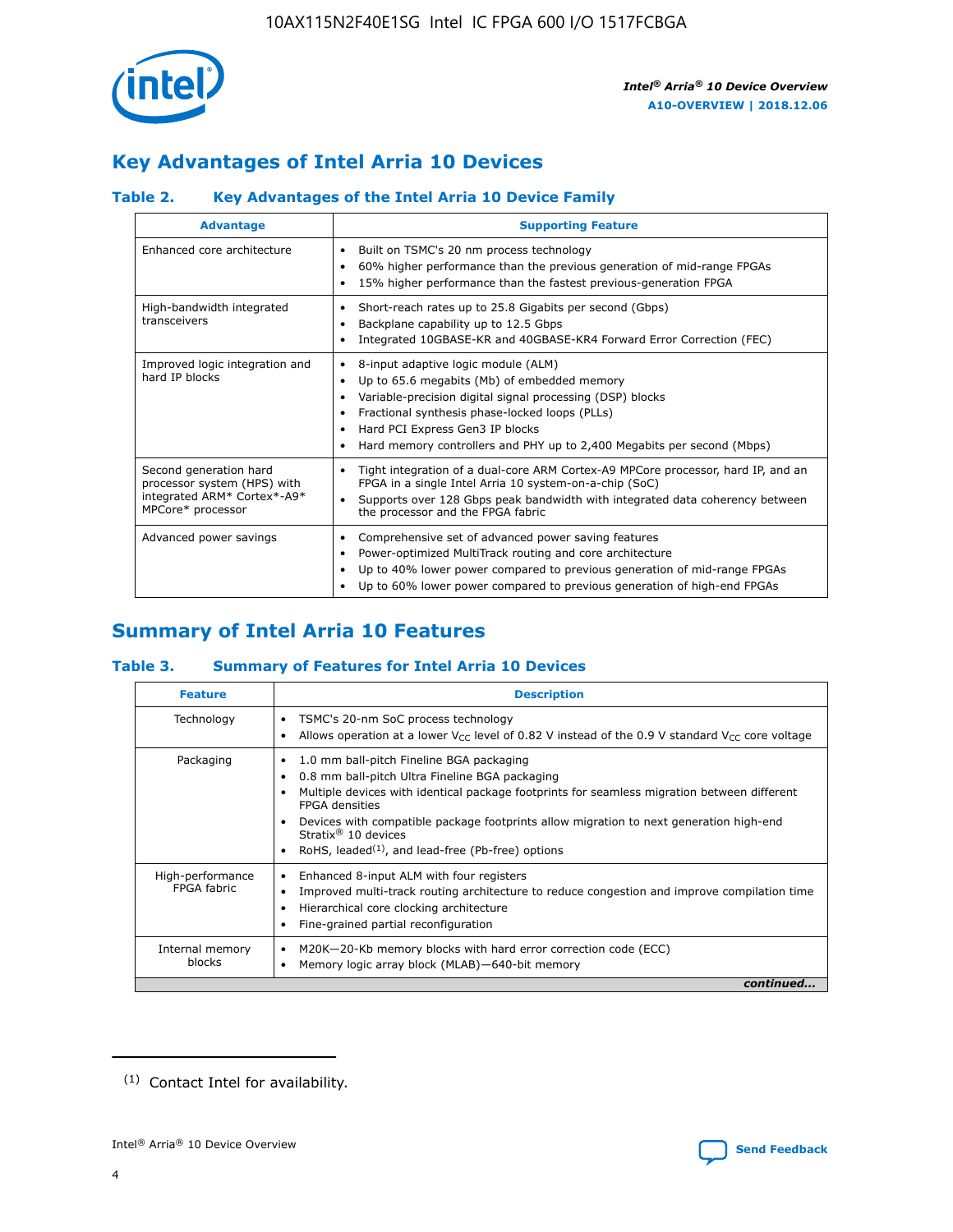## Key Advantages of Intel Arria 10 Devices

### Table 2. Key Advantages of the Intel Arria 10 Device Family

| Advantage | Supporting Feature |
| --- | --- |
| Enhanced core architecture | • Built on TSMC's 20 nm process technology<br>• 60% higher performance than the previous generation of mid-range FPGAs<br>• 15% higher performance than the fastest previous-generation FPGA |
| High-bandwidth integrated transceivers | • Short-reach rates up to 25.8 Gigabits per second (Gbps)<br>• Backplane capability up to 12.5 Gbps<br>• Integrated 10GBASE-KR and 40GBASE-KR4 Forward Error Correction (FEC) |
| Improved logic integration and hard IP blocks | • 8-input adaptive logic module (ALM)<br>• Up to 65.6 megabits (Mb) of embedded memory<br>• Variable-precision digital signal processing (DSP) blocks<br>• Fractional synthesis phase-locked loops (PLLs)<br>• Hard PCI Express Gen3 IP blocks<br>• Hard memory controllers and PHY up to 2,400 Megabits per second (Mbps) |
| Second generation hard processor system (HPS) with integrated ARM* Cortex*-A9* MPCore* processor | • Tight integration of a dual-core ARM Cortex-A9 MPCore processor, hard IP, and an FPGA in a single Intel Arria 10 system-on-a-chip (SoC)<br>• Supports over 128 Gbps peak bandwidth with integrated data coherency between the processor and the FPGA fabric |
| Advanced power savings | • Comprehensive set of advanced power saving features<br>• Power-optimized MultiTrack routing and core architecture<br>• Up to 40% lower power compared to previous generation of mid-range FPGAs<br>• Up to 60% lower power compared to previous generation of high-end FPGAs |

## Summary of Intel Arria 10 Features

### Table 3. Summary of Features for Intel Arria 10 Devices

| Feature | Description |
| --- | --- |
| Technology | • TSMC's 20-nm SoC process technology<br>• Allows operation at a lower $V_{CC}$ level of 0.82 V instead of the 0.9 V standard $V_{CC}$ core voltage |
| Packaging | • 1.0 mm ball-pitch Fineline BGA packaging<br>• 0.8 mm ball-pitch Ultra Fineline BGA packaging<br>• Multiple devices with identical package footprints for seamless migration between different FPGA densities<br>• Devices with compatible package footprints allow migration to next generation high-end Stratix® 10 devices<br>• RoHS, leaded[(1)], and lead-free (Pb-free) options |
| High-performance FPGA fabric | • Enhanced 8-input ALM with four registers<br>• Improved multi-track routing architecture to reduce congestion and improve compilation time<br>• Hierarchical core clocking architecture<br>• Fine-grained partial reconfiguration |
| Internal memory blocks | • M20K—20-Kb memory blocks with hard error correction code (ECC)<br>• Memory logic array block (MLAB)—640-bit memory |

*continued...*

(1) Contact Intel for availability.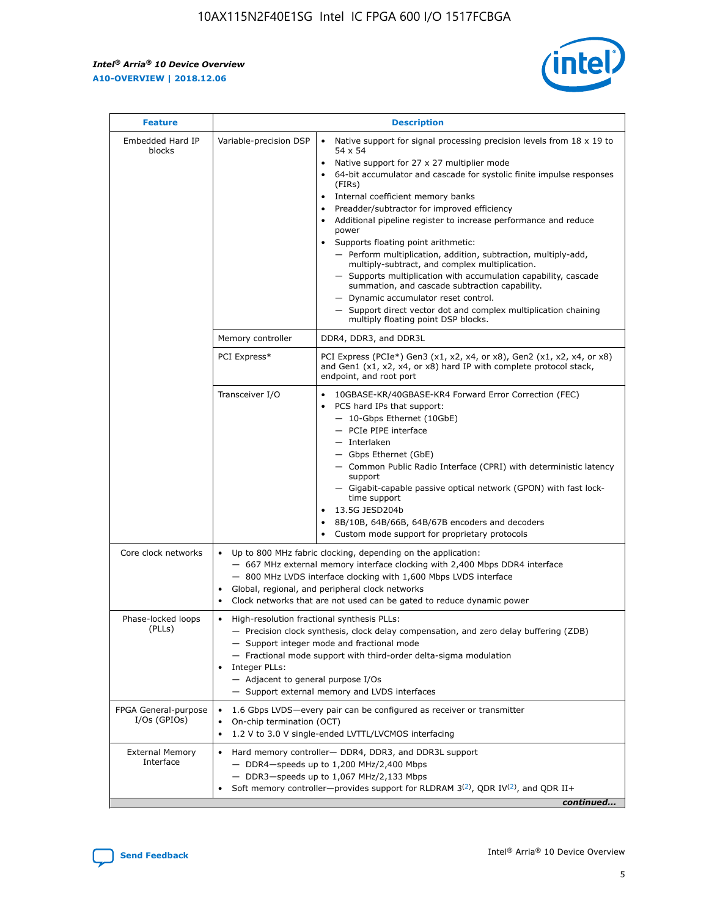| Feature | Description | |
|---|---|---|
| Embedded Hard IP blocks | Variable-precision DSP | • Native support for signal processing precision levels from 18 x 19 to 54 x 54<br>• Native support for 27 x 27 multiplier mode<br>• 64-bit accumulator and cascade for systolic finite impulse responses (FIRs)<br>• Internal coefficient memory banks<br>• Preadder/subtractor for improved efficiency<br>• Additional pipeline register to increase performance and reduce power<br>• Supports floating point arithmetic:<br>— Perform multiplication, addition, subtraction, multiply-add, multiply-subtract, and complex multiplication.<br>— Supports multiplication with accumulation capability, cascade summation, and cascade subtraction capability.<br>— Dynamic accumulator reset control.<br>— Support direct vector dot and complex multiplication chaining multiply floating point DSP blocks. |
| | Memory controller | DDR4, DDR3, and DDR3L |
| | PCI Express* | PCI Express (PCIe*) Gen3 (x1, x2, x4, or x8), Gen2 (x1, x2, x4, or x8) and Gen1 (x1, x2, x4, or x8) hard IP with complete protocol stack, endpoint, and root port |
| | Transceiver I/O | • 10GBASE-KR/40GBASE-KR4 Forward Error Correction (FEC)<br>• PCS hard IPs that support:<br>— 10-Gbps Ethernet (10GbE)<br>— PCIe PIPE interface<br>— Interlaken<br>— Gbps Ethernet (GbE)<br>— Common Public Radio Interface (CPRI) with deterministic latency support<br>— Gigabit-capable passive optical network (GPON) with fast lock-time support<br>• 13.5G JESD204b<br>• 8B/10B, 64B/66B, 64B/67B encoders and decoders<br>• Custom mode support for proprietary protocols |
| Core clock networks | • Up to 800 MHz fabric clocking, depending on the application:<br>— 667 MHz external memory interface clocking with 2,400 Mbps DDR4 interface<br>— 800 MHz LVDS interface clocking with 1,600 Mbps LVDS interface<br>• Global, regional, and peripheral clock networks<br>• Clock networks that are not used can be gated to reduce dynamic power | |
| Phase-locked loops (PLLs) | • High-resolution fractional synthesis PLLs:<br>— Precision clock synthesis, clock delay compensation, and zero delay buffering (ZDB)<br>— Support integer mode and fractional mode<br>— Fractional mode support with third-order delta-sigma modulation<br>• Integer PLLs:<br>— Adjacent to general purpose I/Os<br>— Support external memory and LVDS interfaces | |
| FPGA General-purpose I/Os (GPIOs) | • 1.6 Gbps LVDS—every pair can be configured as receiver or transmitter<br>• On-chip termination (OCT)<br>• 1.2 V to 3.0 V single-ended LVTTL/LVCMOS interfacing | |
| External Memory Interface | • Hard memory controller— DDR4, DDR3, and DDR3L support<br>— DDR4—speeds up to 1,200 MHz/2,400 Mbps<br>— DDR3—speeds up to 1,067 MHz/2,133 Mbps<br>• Soft memory controller—provides support for RLDRAM 3[(2)], QDR IV[(2)], and QDR II+ | |

*continued...*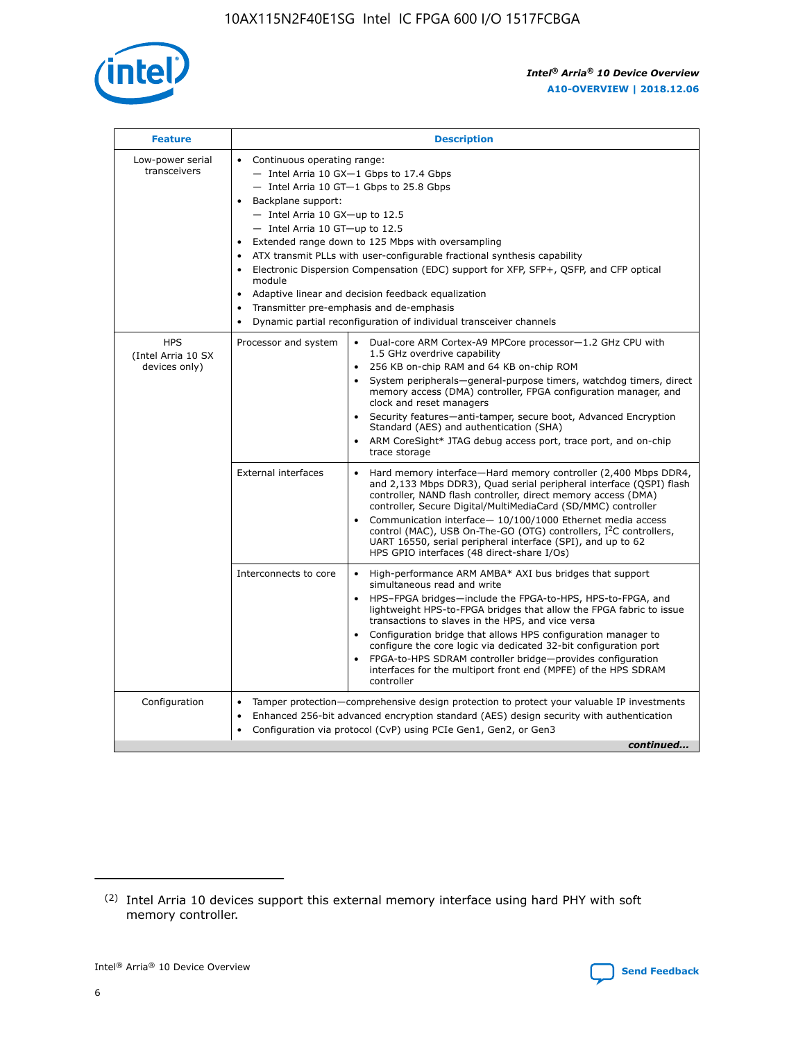| Feature | Description | |
|---|---|---|
| Low-power serial transceivers | • Continuous operating range:<br>— Intel Arria 10 GX—1 Gbps to 17.4 Gbps<br>— Intel Arria 10 GT—1 Gbps to 25.8 Gbps<br>• Backplane support:<br>— Intel Arria 10 GX—up to 12.5<br>— Intel Arria 10 GT—up to 12.5<br>• Extended range down to 125 Mbps with oversampling<br>• ATX transmit PLLs with user-configurable fractional synthesis capability<br>• Electronic Dispersion Compensation (EDC) support for XFP, SFP+, QSFP, and CFP optical module<br>• Adaptive linear and decision feedback equalization<br>• Transmitter pre-emphasis and de-emphasis<br>• Dynamic partial reconfiguration of individual transceiver channels | |
| HPS (Intel Arria 10 SX devices only) | Processor and system | • Dual-core ARM Cortex-A9 MPCore processor—1.2 GHz CPU with 1.5 GHz overdrive capability<br>• 256 KB on-chip RAM and 64 KB on-chip ROM<br>• System peripherals—general-purpose timers, watchdog timers, direct memory access (DMA) controller, FPGA configuration manager, and clock and reset managers<br>• Security features—anti-tamper, secure boot, Advanced Encryption Standard (AES) and authentication (SHA)<br>• ARM CoreSight* JTAG debug access port, trace port, and on-chip trace storage |
| | External interfaces | • Hard memory interface—Hard memory controller (2,400 Mbps DDR4, and 2,133 Mbps DDR3), Quad serial peripheral interface (QSPI) flash controller, NAND flash controller, direct memory access (DMA) controller, Secure Digital/MultiMediaCard (SD/MMC) controller<br>• Communication interface— 10/100/1000 Ethernet media access control (MAC), USB On-The-GO (OTG) controllers, I$^2$C controllers, UART 16550, serial peripheral interface (SPI), and up to 62 HPS GPIO interfaces (48 direct-share I/Os) |
| | Interconnects to core | • High-performance ARM AMBA* AXI bus bridges that support simultaneous read and write<br>• HPS–FPGA bridges—include the FPGA-to-HPS, HPS-to-FPGA, and lightweight HPS-to-FPGA bridges that allow the FPGA fabric to issue transactions to slaves in the HPS, and vice versa<br>• Configuration bridge that allows HPS configuration manager to configure the core logic via dedicated 32-bit configuration port<br>• FPGA-to-HPS SDRAM controller bridge—provides configuration interfaces for the multiport front end (MPFE) of the HPS SDRAM controller |
| Configuration | • Tamper protection—comprehensive design protection to protect your valuable IP investments<br>• Enhanced 256-bit advanced encryption standard (AES) design security with authentication<br>• Configuration via protocol (CvP) using PCIe Gen1, Gen2, or Gen3 | |

*continued...*

(2) Intel Arria 10 devices support this external memory interface using hard PHY with soft memory controller.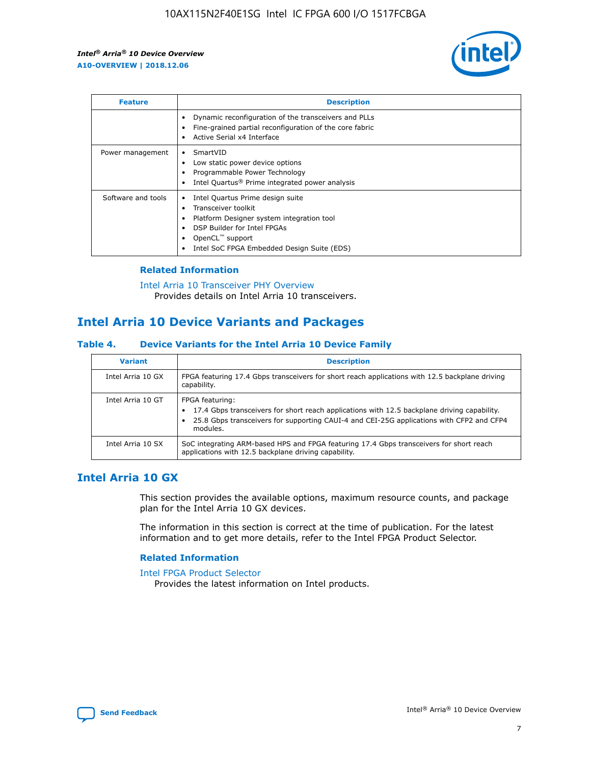| Feature | Description |
| --- | --- |
| | • Dynamic reconfiguration of the transceivers and PLLs<br>• Fine-grained partial reconfiguration of the core fabric<br>• Active Serial x4 Interface |
| Power management | • SmartVID<br>• Low static power device options<br>• Programmable Power Technology<br>• Intel Quartus® Prime integrated power analysis |
| Software and tools | • Intel Quartus Prime design suite<br>• Transceiver toolkit<br>• Platform Designer system integration tool<br>• DSP Builder for Intel FPGAs<br>• OpenCL™ support<br>• Intel SoC FPGA Embedded Design Suite (EDS) |

### Related Information

Intel Arria 10 Transceiver PHY Overview
Provides details on Intel Arria 10 transceivers.

## Intel Arria 10 Device Variants and Packages

### Table 4. Device Variants for the Intel Arria 10 Device Family

| Variant | Description |
| --- | --- |
| Intel Arria 10 GX | FPGA featuring 17.4 Gbps transceivers for short reach applications with 12.5 backplane driving capability. |
| Intel Arria 10 GT | FPGA featuring:<br>• 17.4 Gbps transceivers for short reach applications with 12.5 backplane driving capability.<br>• 25.8 Gbps transceivers for supporting CAUI-4 and CEI-25G applications with CFP2 and CFP4 modules. |
| Intel Arria 10 SX | SoC integrating ARM-based HPS and FPGA featuring 17.4 Gbps transceivers for short reach applications with 12.5 backplane driving capability. |

## Intel Arria 10 GX

This section provides the available options, maximum resource counts, and package plan for the Intel Arria 10 GX devices.

The information in this section is correct at the time of publication. For the latest information and to get more details, refer to the Intel FPGA Product Selector.

### Related Information

Intel FPGA Product Selector
Provides the latest information on Intel products.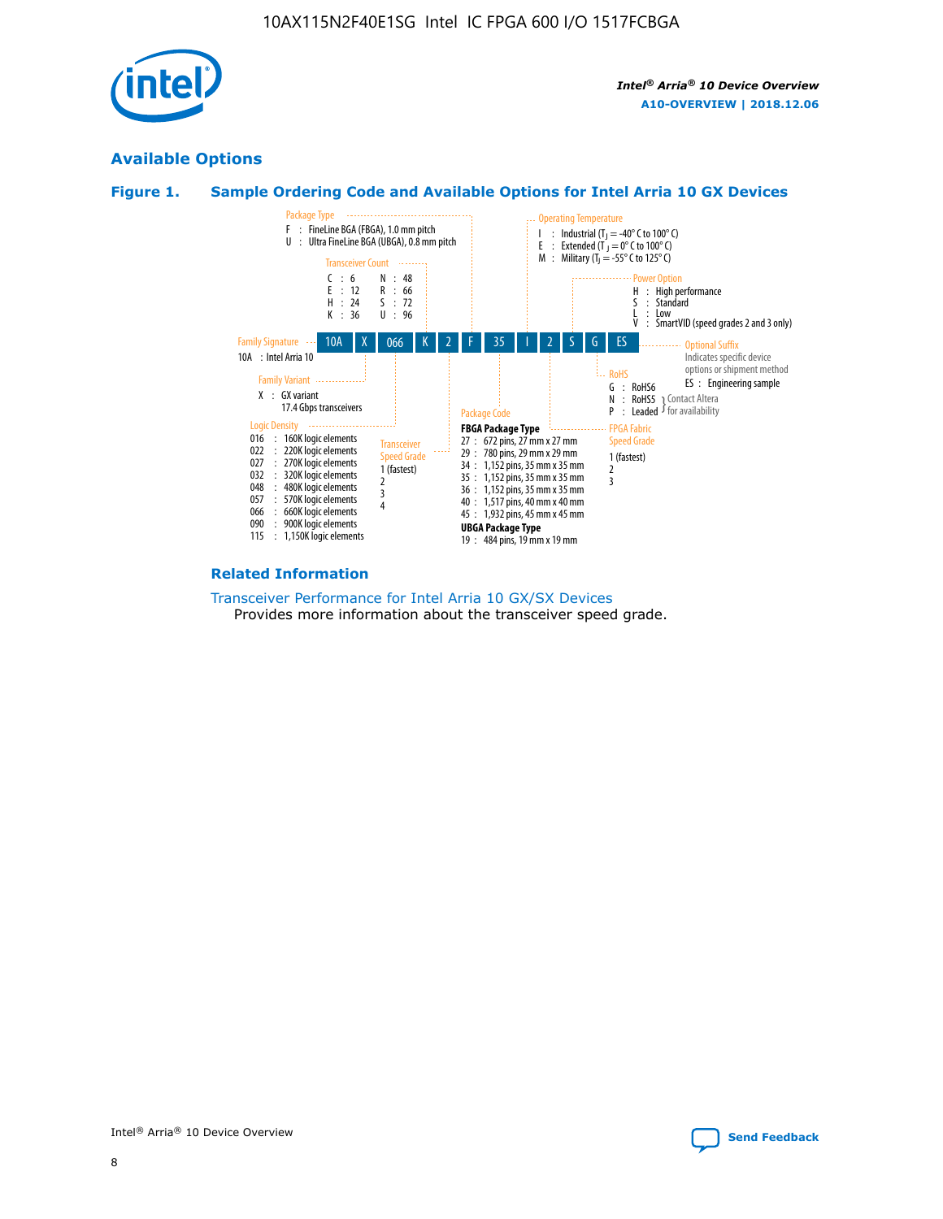## Available Options

### Figure 1. Sample Ordering Code and Available Options for Intel Arria 10 GX Devices

Sample ordering code: 10A X 066 K 2 F 35 I 2 S G ES

**Family Signature**
- 10A : Intel Arria 10

**Family Variant**
- X : GX variant 17.4 Gbps transceivers

**Logic Density**
- 016 : 160K logic elements
- 022 : 220K logic elements
- 027 : 270K logic elements
- 032 : 320K logic elements
- 048 : 480K logic elements
- 057 : 570K logic elements
- 066 : 660K logic elements
- 090 : 900K logic elements
- 115 : 1,150K logic elements

**Transceiver Count**
- C : 6
- E : 12
- H : 24
- K : 36
- N : 48
- R : 66
- S : 72
- U : 96

**Transceiver Speed Grade**
- 1 (fastest)
- 2
- 3
- 4

**Package Type**
- F : FineLine BGA (FBGA), 1.0 mm pitch
- U : Ultra FineLine BGA (UBGA), 0.8 mm pitch

**Package Code**

FBGA Package Type
- 27 : 672 pins, 27 mm x 27 mm
- 29 : 780 pins, 29 mm x 29 mm
- 34 : 1,152 pins, 35 mm x 35 mm
- 35 : 1,152 pins, 35 mm x 35 mm
- 36 : 1,152 pins, 35 mm x 35 mm
- 40 : 1,517 pins, 40 mm x 40 mm
- 45 : 1,932 pins, 45 mm x 45 mm

UBGA Package Type
- 19 : 484 pins, 19 mm x 19 mm

**Operating Temperature**
- I : Industrial ($T_J$ = -40° C to 100° C)
- E : Extended ($T_J$ = 0° C to 100° C)
- M : Military ($T_J$ = -55° C to 125° C)

**FPGA Fabric Speed Grade**
- 1 (fastest)
- 2
- 3

**Power Option**
- H : High performance
- S : Standard
- L : Low
- V : SmartVID (speed grades 2 and 3 only)

**RoHS**
- G : RoHS6
- N : RoHS5 (Contact Altera for availability)
- P : Leaded (Contact Altera for availability)

**Optional Suffix**

Indicates specific device options or shipment method
- ES : Engineering sample

### Related Information

Transceiver Performance for Intel Arria 10 GX/SX Devices

Provides more information about the transceiver speed grade.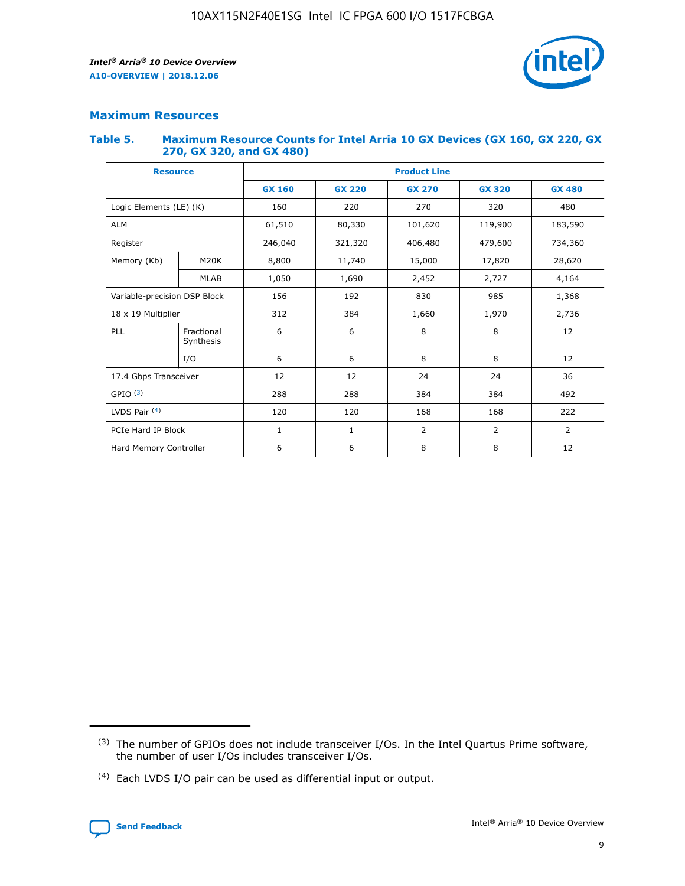## Maximum Resources

### Table 5. Maximum Resource Counts for Intel Arria 10 GX Devices (GX 160, GX 220, GX 270, GX 320, and GX 480)

| Resource | | Product Line | | | | |
|---|---|---|---|---|---|---|
| | | GX 160 | GX 220 | GX 270 | GX 320 | GX 480 |
| Logic Elements (LE) (K) | | 160 | 220 | 270 | 320 | 480 |
| ALM | | 61,510 | 80,330 | 101,620 | 119,900 | 183,590 |
| Register | | 246,040 | 321,320 | 406,480 | 479,600 | 734,360 |
| Memory (Kb) | M20K | 8,800 | 11,740 | 15,000 | 17,820 | 28,620 |
| | MLAB | 1,050 | 1,690 | 2,452 | 2,727 | 4,164 |
| Variable-precision DSP Block | | 156 | 192 | 830 | 985 | 1,368 |
| 18 x 19 Multiplier | | 312 | 384 | 1,660 | 1,970 | 2,736 |
| PLL | Fractional Synthesis | 6 | 6 | 8 | 8 | 12 |
| | I/O | 6 | 6 | 8 | 8 | 12 |
| 17.4 Gbps Transceiver | | 12 | 12 | 24 | 24 | 36 |
| GPIO [3] | | 288 | 288 | 384 | 384 | 492 |
| LVDS Pair [4] | | 120 | 120 | 168 | 168 | 222 |
| PCIe Hard IP Block | | 1 | 1 | 2 | 2 | 2 |
| Hard Memory Controller | | 6 | 6 | 8 | 8 | 12 |

[3] The number of GPIOs does not include transceiver I/Os. In the Intel Quartus Prime software, the number of user I/Os includes transceiver I/Os.

[4] Each LVDS I/O pair can be used as differential input or output.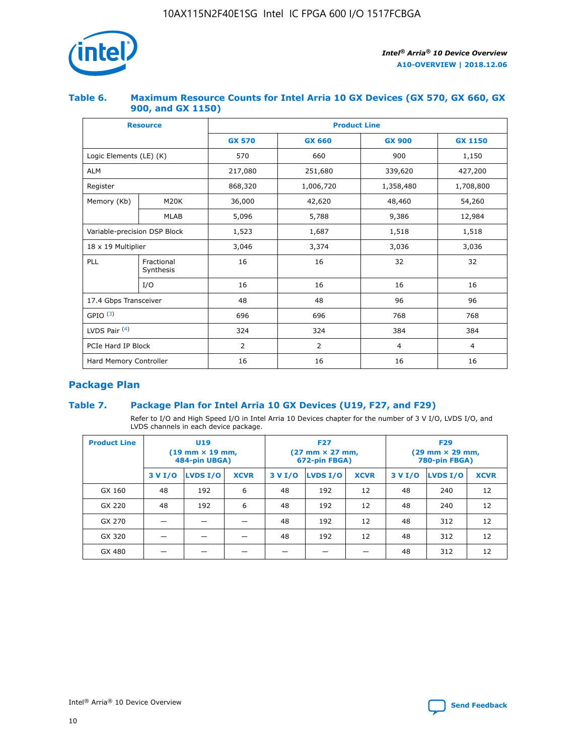### Table 6. Maximum Resource Counts for Intel Arria 10 GX Devices (GX 570, GX 660, GX 900, and GX 1150)

| Resource | | Product Line | | | |
|---|---|---|---|---|---|
| | | GX 570 | GX 660 | GX 900 | GX 1150 |
| Logic Elements (LE) (K) | | 570 | 660 | 900 | 1,150 |
| ALM | | 217,080 | 251,680 | 339,620 | 427,200 |
| Register | | 868,320 | 1,006,720 | 1,358,480 | 1,708,800 |
| Memory (Kb) | M20K | 36,000 | 42,620 | 48,460 | 54,260 |
| | MLAB | 5,096 | 5,788 | 9,386 | 12,984 |
| Variable-precision DSP Block | | 1,523 | 1,687 | 1,518 | 1,518 |
| 18 x 19 Multiplier | | 3,046 | 3,374 | 3,036 | 3,036 |
| PLL | Fractional Synthesis | 16 | 16 | 32 | 32 |
| | I/O | 16 | 16 | 16 | 16 |
| 17.4 Gbps Transceiver | | 48 | 48 | 96 | 96 |
| GPIO [(3)] | | 696 | 696 | 768 | 768 |
| LVDS Pair [(4)] | | 324 | 324 | 384 | 384 |
| PCIe Hard IP Block | | 2 | 2 | 4 | 4 |
| Hard Memory Controller | | 16 | 16 | 16 | 16 |

## Package Plan

### Table 7. Package Plan for Intel Arria 10 GX Devices (U19, F27, and F29)

Refer to I/O and High Speed I/O in Intel Arria 10 Devices chapter for the number of 3 V I/O, LVDS I/O, and LVDS channels in each device package.

| Product Line | U19 (19 mm × 19 mm, 484-pin UBGA) | | | F27 (27 mm × 27 mm, 672-pin FBGA) | | | F29 (29 mm × 29 mm, 780-pin FBGA) | | |
|---|---|---|---|---|---|---|---|---|---|
| | 3 V I/O | LVDS I/O | XCVR | 3 V I/O | LVDS I/O | XCVR | 3 V I/O | LVDS I/O | XCVR |
| GX 160 | 48 | 192 | 6 | 48 | 192 | 12 | 48 | 240 | 12 |
| GX 220 | 48 | 192 | 6 | 48 | 192 | 12 | 48 | 240 | 12 |
| GX 270 | — | — | — | 48 | 192 | 12 | 48 | 312 | 12 |
| GX 320 | — | — | — | 48 | 192 | 12 | 48 | 312 | 12 |
| GX 480 | — | — | — | — | — | — | 48 | 312 | 12 |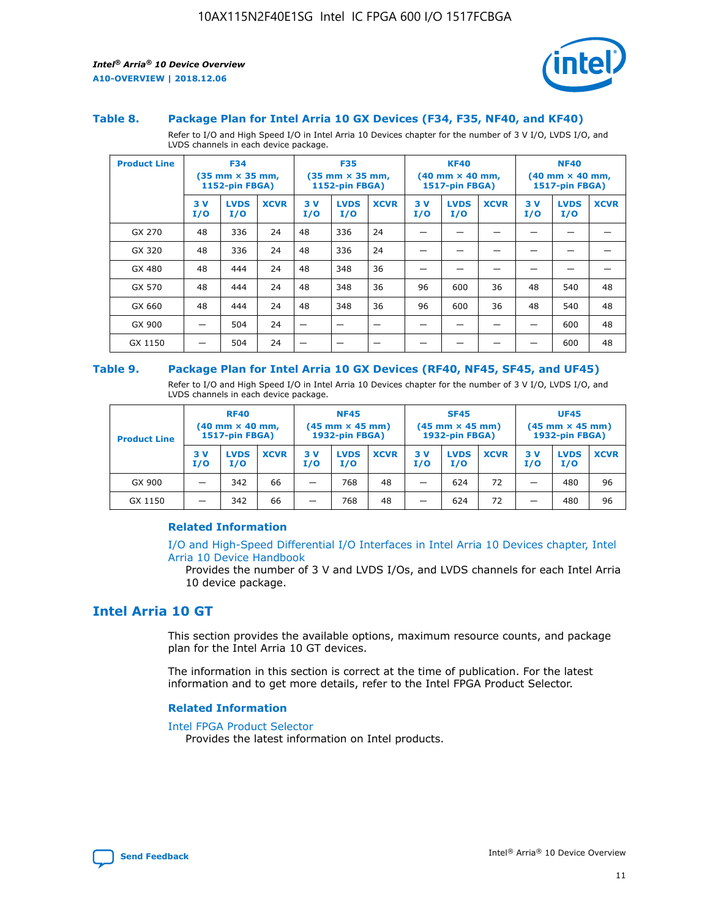### Table 8. Package Plan for Intel Arria 10 GX Devices (F34, F35, NF40, and KF40)

Refer to I/O and High Speed I/O in Intel Arria 10 Devices chapter for the number of 3 V I/O, LVDS I/O, and LVDS channels in each device package.

| Product Line | F34 (35 mm × 35 mm, 1152-pin FBGA) | | | F35 (35 mm × 35 mm, 1152-pin FBGA) | | | KF40 (40 mm × 40 mm, 1517-pin FBGA) | | | NF40 (40 mm × 40 mm, 1517-pin FBGA) | | |
|---|---|---|---|---|---|---|---|---|---|---|---|---|
| | 3 V I/O | LVDS I/O | XCVR | 3 V I/O | LVDS I/O | XCVR | 3 V I/O | LVDS I/O | XCVR | 3 V I/O | LVDS I/O | XCVR |
| GX 270 | 48 | 336 | 24 | 48 | 336 | 24 | — | — | — | — | — | — |
| GX 320 | 48 | 336 | 24 | 48 | 336 | 24 | — | — | — | — | — | — |
| GX 480 | 48 | 444 | 24 | 48 | 348 | 36 | — | — | — | — | — | — |
| GX 570 | 48 | 444 | 24 | 48 | 348 | 36 | 96 | 600 | 36 | 48 | 540 | 48 |
| GX 660 | 48 | 444 | 24 | 48 | 348 | 36 | 96 | 600 | 36 | 48 | 540 | 48 |
| GX 900 | — | 504 | 24 | — | — | — | — | — | — | — | 600 | 48 |
| GX 1150 | — | 504 | 24 | — | — | — | — | — | — | — | 600 | 48 |

### Table 9. Package Plan for Intel Arria 10 GX Devices (RF40, NF45, SF45, and UF45)

Refer to I/O and High Speed I/O in Intel Arria 10 Devices chapter for the number of 3 V I/O, LVDS I/O, and LVDS channels in each device package.

| Product Line | RF40 (40 mm × 40 mm, 1517-pin FBGA) | | | NF45 (45 mm × 45 mm) 1932-pin FBGA) | | | SF45 (45 mm × 45 mm) 1932-pin FBGA) | | | UF45 (45 mm × 45 mm) 1932-pin FBGA) | | |
|---|---|---|---|---|---|---|---|---|---|---|---|---|
| | 3 V I/O | LVDS I/O | XCVR | 3 V I/O | LVDS I/O | XCVR | 3 V I/O | LVDS I/O | XCVR | 3 V I/O | LVDS I/O | XCVR |
| GX 900 | — | 342 | 66 | — | 768 | 48 | — | 624 | 72 | — | 480 | 96 |
| GX 1150 | — | 342 | 66 | — | 768 | 48 | — | 624 | 72 | — | 480 | 96 |

#### Related Information

I/O and High-Speed Differential I/O Interfaces in Intel Arria 10 Devices chapter, Intel Arria 10 Device Handbook

Provides the number of 3 V and LVDS I/Os, and LVDS channels for each Intel Arria 10 device package.

## Intel Arria 10 GT

This section provides the available options, maximum resource counts, and package plan for the Intel Arria 10 GT devices.

The information in this section is correct at the time of publication. For the latest information and to get more details, refer to the Intel FPGA Product Selector.

#### Related Information

Intel FPGA Product Selector

Provides the latest information on Intel products.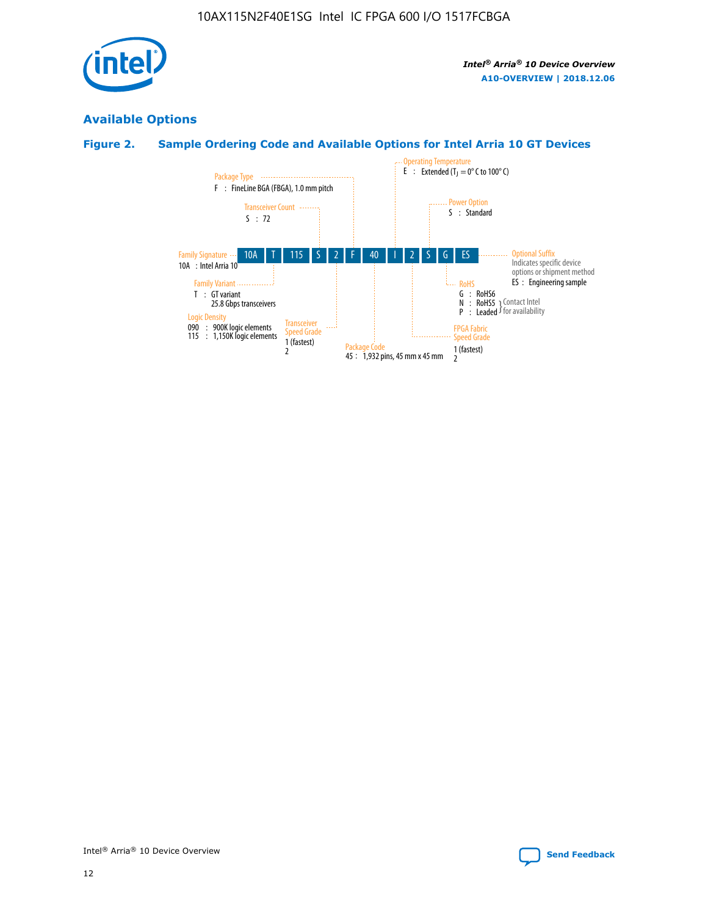## Available Options

### Figure 2. Sample Ordering Code and Available Options for Intel Arria 10 GT Devices

| 10A | T | 115 | S | 2 | F | 40 | I | 2 | S | G | ES |
|---|---|---|---|---|---|---|---|---|---|---|---|

**Family Signature**
10A : Intel Arria 10

**Family Variant**
T : GT variant
25.8 Gbps transceivers

**Logic Density**
090 : 900K logic elements
115 : 1,150K logic elements

**Transceiver Count**
S : 72

**Transceiver Speed Grade**
1 (fastest)
2

**Package Type**
F : FineLine BGA (FBGA), 1.0 mm pitch

**Package Code**
45 : 1,932 pins, 45 mm x 45 mm

**Operating Temperature**
E : Extended ($T_J$ = 0° C to 100° C)

**FPGA Fabric Speed Grade**
1 (fastest)
2

**Power Option**
S : Standard

**RoHS**
G : RoHS6
N : RoHS5 } Contact Intel for availability
P : Leaded } Contact Intel for availability

**Optional Suffix**
Indicates specific device options or shipment method
ES : Engineering sample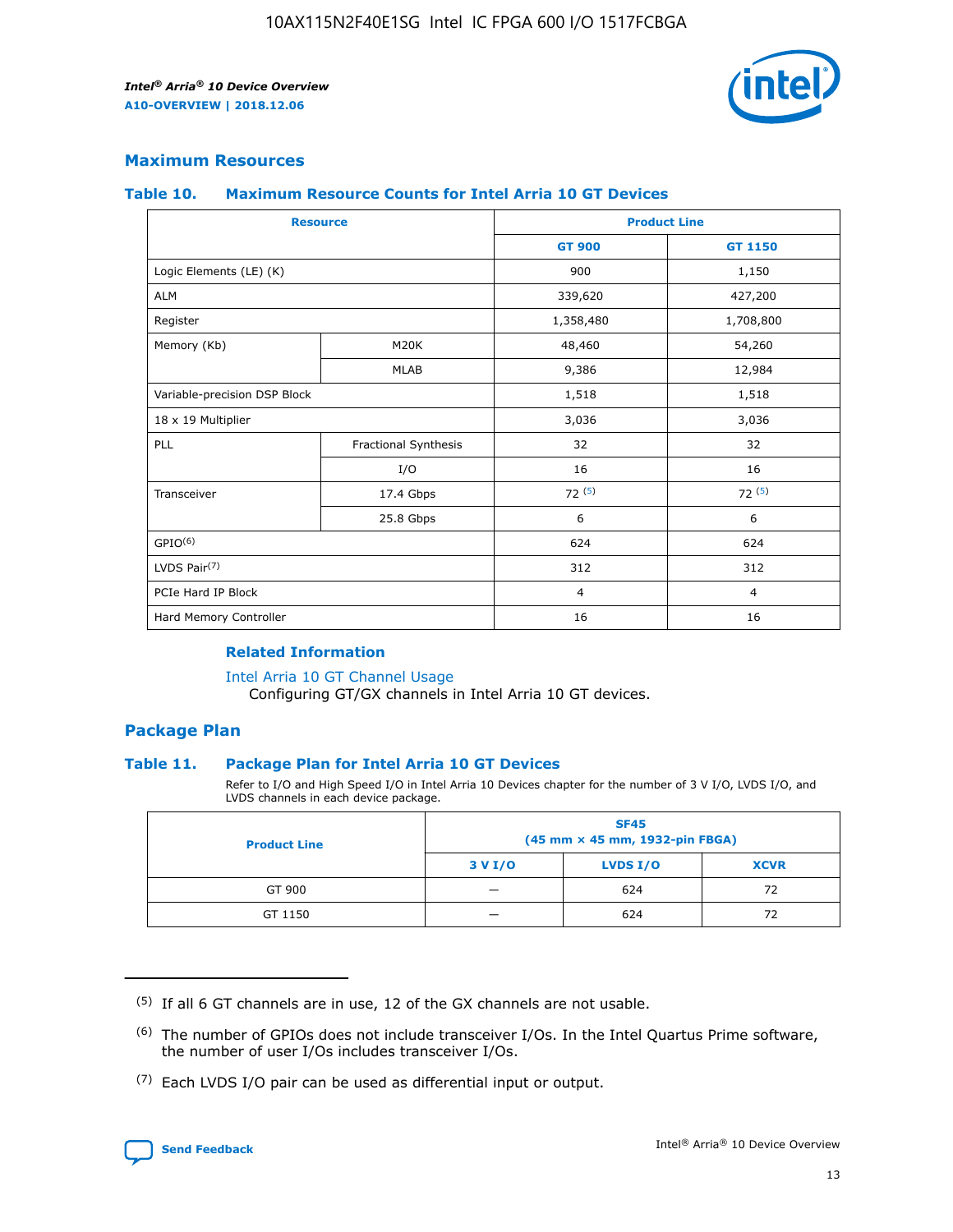## Maximum Resources

### Table 10. Maximum Resource Counts for Intel Arria 10 GT Devices

| Resource | | Product Line | |
|---|---|---|---|
| | | GT 900 | GT 1150 |
| Logic Elements (LE) (K) | | 900 | 1,150 |
| ALM | | 339,620 | 427,200 |
| Register | | 1,358,480 | 1,708,800 |
| Memory (Kb) | M20K | 48,460 | 54,260 |
| | MLAB | 9,386 | 12,984 |
| Variable-precision DSP Block | | 1,518 | 1,518 |
| 18 x 19 Multiplier | | 3,036 | 3,036 |
| PLL | Fractional Synthesis | 32 | 32 |
| | I/O | 16 | 16 |
| Transceiver | 17.4 Gbps | 72 [(5)] | 72 [(5)] |
| | 25.8 Gbps | 6 | 6 |
| GPIO[(6)] | | 624 | 624 |
| LVDS Pair[(7)] | | 312 | 312 |
| PCIe Hard IP Block | | 4 | 4 |
| Hard Memory Controller | | 16 | 16 |

#### Related Information

Intel Arria 10 GT Channel Usage
Configuring GT/GX channels in Intel Arria 10 GT devices.

## Package Plan

### Table 11. Package Plan for Intel Arria 10 GT Devices

Refer to I/O and High Speed I/O in Intel Arria 10 Devices chapter for the number of 3 V I/O, LVDS I/O, and LVDS channels in each device package.

| Product Line | SF45 (45 mm × 45 mm, 1932-pin FBGA) | | |
|---|---|---|---|
| | 3 V I/O | LVDS I/O | XCVR |
| GT 900 | — | 624 | 72 |
| GT 1150 | — | 624 | 72 |

(5) If all 6 GT channels are in use, 12 of the GX channels are not usable.

(6) The number of GPIOs does not include transceiver I/Os. In the Intel Quartus Prime software, the number of user I/Os includes transceiver I/Os.

(7) Each LVDS I/O pair can be used as differential input or output.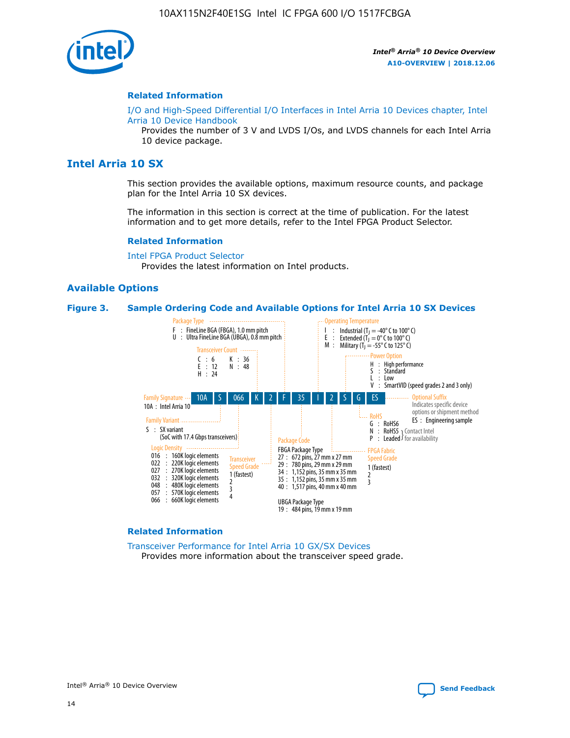## Related Information

I/O and High-Speed Differential I/O Interfaces in Intel Arria 10 Devices chapter, Intel Arria 10 Device Handbook

Provides the number of 3 V and LVDS I/Os, and LVDS channels for each Intel Arria 10 device package.

# Intel Arria 10 SX

This section provides the available options, maximum resource counts, and package plan for the Intel Arria 10 SX devices.

The information in this section is correct at the time of publication. For the latest information and to get more details, refer to the Intel FPGA Product Selector.

## Related Information

Intel FPGA Product Selector

Provides the latest information on Intel products.

## Available Options

**Figure 3. Sample Ordering Code and Available Options for Intel Arria 10 SX Devices**

Sample ordering code: 10A S 066 K 2 F 35 I 2 S G ES

- **Family Signature**
  - 10A : Intel Arria 10
- **Family Variant**
  - S : SX variant (SoC with 17.4 Gbps transceivers)
- **Logic Density**
  - 016 : 160K logic elements
  - 022 : 220K logic elements
  - 027 : 270K logic elements
  - 032 : 320K logic elements
  - 048 : 480K logic elements
  - 057 : 570K logic elements
  - 066 : 660K logic elements
- **Transceiver Count**
  - C : 6
  - E : 12
  - H : 24
  - K : 36
  - N : 48
- **Transceiver Speed Grade**
  - 1 (fastest)
  - 2
  - 3
  - 4
- **Package Type**
  - F : FineLine BGA (FBGA), 1.0 mm pitch
  - U : Ultra FineLine BGA (UBGA), 0.8 mm pitch
- **Package Code**
  - FBGA Package Type
    - 27 : 672 pins, 27 mm x 27 mm
    - 29 : 780 pins, 29 mm x 29 mm
    - 34 : 1,152 pins, 35 mm x 35 mm
    - 35 : 1,152 pins, 35 mm x 35 mm
    - 40 : 1,517 pins, 40 mm x 40 mm
  - UBGA Package Type
    - 19 : 484 pins, 19 mm x 19 mm
- **Operating Temperature**
  - I : Industrial ($T_J$ = -40° C to 100° C)
  - E : Extended ($T_J$ = 0° C to 100° C)
  - M : Military ($T_J$ = -55° C to 125° C)
- **FPGA Fabric Speed Grade**
  - 1 (fastest)
  - 2
  - 3
- **Power Option**
  - H : High performance
  - S : Standard
  - L : Low
  - V : SmartVID (speed grades 2 and 3 only)
- **RoHS**
  - G : RoHS6
  - N : RoHS5 } Contact Intel for availability
  - P : Leaded } Contact Intel for availability
- **Optional Suffix**
  - Indicates specific device options or shipment method
  - ES : Engineering sample

## Related Information

Transceiver Performance for Intel Arria 10 GX/SX Devices

Provides more information about the transceiver speed grade.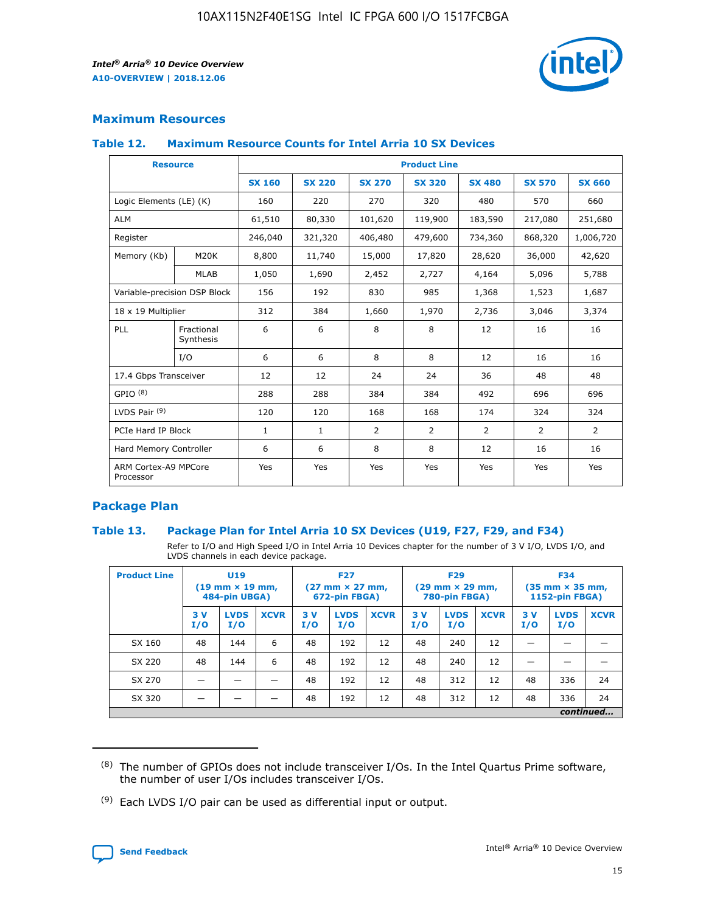## Maximum Resources

### Table 12. Maximum Resource Counts for Intel Arria 10 SX Devices

| Resource | | Product Line | | | | | | |
|---|---|---|---|---|---|---|---|---|
| | | SX 160 | SX 220 | SX 270 | SX 320 | SX 480 | SX 570 | SX 660 |
| Logic Elements (LE) (K) | | 160 | 220 | 270 | 320 | 480 | 570 | 660 |
| ALM | | 61,510 | 80,330 | 101,620 | 119,900 | 183,590 | 217,080 | 251,680 |
| Register | | 246,040 | 321,320 | 406,480 | 479,600 | 734,360 | 868,320 | 1,006,720 |
| Memory (Kb) | M20K | 8,800 | 11,740 | 15,000 | 17,820 | 28,620 | 36,000 | 42,620 |
| | MLAB | 1,050 | 1,690 | 2,452 | 2,727 | 4,164 | 5,096 | 5,788 |
| Variable-precision DSP Block | | 156 | 192 | 830 | 985 | 1,368 | 1,523 | 1,687 |
| 18 x 19 Multiplier | | 312 | 384 | 1,660 | 1,970 | 2,736 | 3,046 | 3,374 |
| PLL | Fractional Synthesis | 6 | 6 | 8 | 8 | 12 | 16 | 16 |
| | I/O | 6 | 6 | 8 | 8 | 12 | 16 | 16 |
| 17.4 Gbps Transceiver | | 12 | 12 | 24 | 24 | 36 | 48 | 48 |
| GPIO [8] | | 288 | 288 | 384 | 384 | 492 | 696 | 696 |
| LVDS Pair [9] | | 120 | 120 | 168 | 168 | 174 | 324 | 324 |
| PCIe Hard IP Block | | 1 | 1 | 2 | 2 | 2 | 2 | 2 |
| Hard Memory Controller | | 6 | 6 | 8 | 8 | 12 | 16 | 16 |
| ARM Cortex-A9 MPCore Processor | | Yes | Yes | Yes | Yes | Yes | Yes | Yes |

## Package Plan

### Table 13. Package Plan for Intel Arria 10 SX Devices (U19, F27, F29, and F34)

Refer to I/O and High Speed I/O in Intel Arria 10 Devices chapter for the number of 3 V I/O, LVDS I/O, and LVDS channels in each device package.

| Product Line | U19 (19 mm × 19 mm, 484-pin UBGA) | | | F27 (27 mm × 27 mm, 672-pin FBGA) | | | F29 (29 mm × 29 mm, 780-pin FBGA) | | | F34 (35 mm × 35 mm, 1152-pin FBGA) | | |
|---|---|---|---|---|---|---|---|---|---|---|---|---|
| | 3 V I/O | LVDS I/O | XCVR | 3 V I/O | LVDS I/O | XCVR | 3 V I/O | LVDS I/O | XCVR | 3 V I/O | LVDS I/O | XCVR |
| SX 160 | 48 | 144 | 6 | 48 | 192 | 12 | 48 | 240 | 12 | — | — | — |
| SX 220 | 48 | 144 | 6 | 48 | 192 | 12 | 48 | 240 | 12 | — | — | — |
| SX 270 | — | — | — | 48 | 192 | 12 | 48 | 312 | 12 | 48 | 336 | 24 |
| SX 320 | — | — | — | 48 | 192 | 12 | 48 | 312 | 12 | 48 | 336 | 24 |

*continued...*

(8) The number of GPIOs does not include transceiver I/Os. In the Intel Quartus Prime software, the number of user I/Os includes transceiver I/Os.

(9) Each LVDS I/O pair can be used as differential input or output.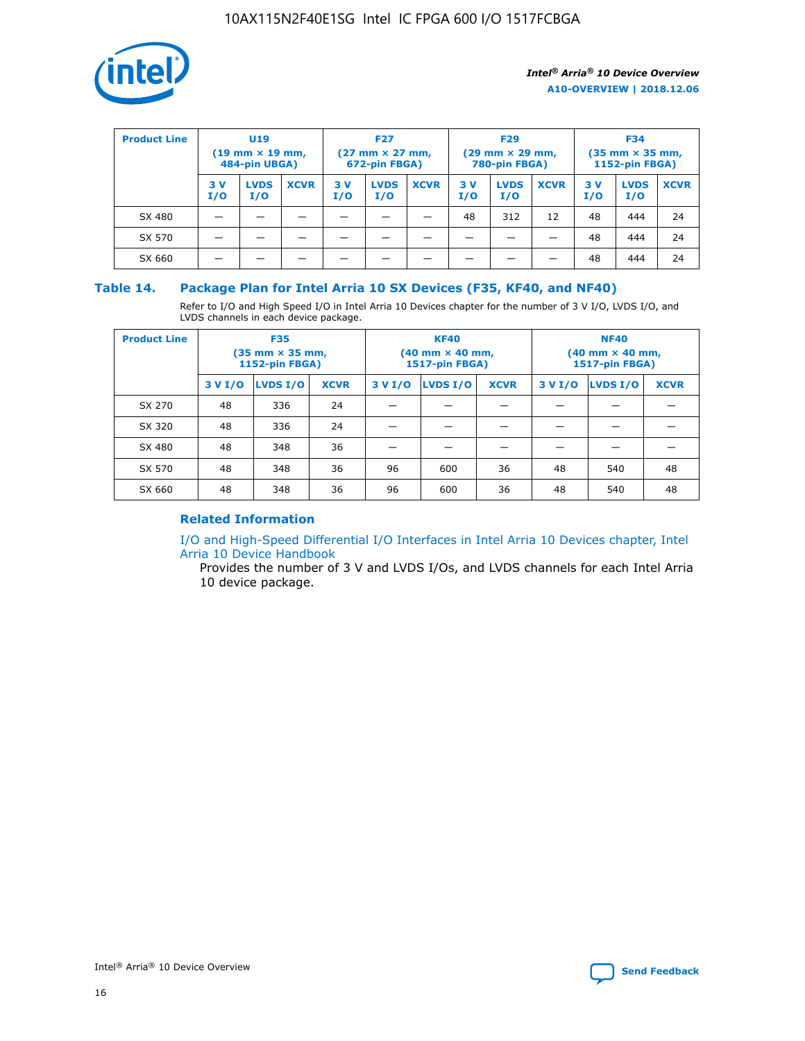| Product Line | U19 (19 mm × 19 mm, 484-pin UBGA) | | | F27 (27 mm × 27 mm, 672-pin FBGA) | | | F29 (29 mm × 29 mm, 780-pin FBGA) | | | F34 (35 mm × 35 mm, 1152-pin FBGA) | | |
|---|---|---|---|---|---|---|---|---|---|---|---|---|
| | 3 V I/O | LVDS I/O | XCVR | 3 V I/O | LVDS I/O | XCVR | 3 V I/O | LVDS I/O | XCVR | 3 V I/O | LVDS I/O | XCVR |
| SX 480 | — | — | — | — | — | — | 48 | 312 | 12 | 48 | 444 | 24 |
| SX 570 | — | — | — | — | — | — | — | — | — | 48 | 444 | 24 |
| SX 660 | — | — | — | — | — | — | — | — | — | 48 | 444 | 24 |

## Table 14. Package Plan for Intel Arria 10 SX Devices (F35, KF40, and NF40)

Refer to I/O and High Speed I/O in Intel Arria 10 Devices chapter for the number of 3 V I/O, LVDS I/O, and LVDS channels in each device package.

| Product Line | F35 (35 mm × 35 mm, 1152-pin FBGA) | | | KF40 (40 mm × 40 mm, 1517-pin FBGA) | | | NF40 (40 mm × 40 mm, 1517-pin FBGA) | | |
|---|---|---|---|---|---|---|---|---|---|
| | 3 V I/O | LVDS I/O | XCVR | 3 V I/O | LVDS I/O | XCVR | 3 V I/O | LVDS I/O | XCVR |
| SX 270 | 48 | 336 | 24 | — | — | — | — | — | — |
| SX 320 | 48 | 336 | 24 | — | — | — | — | — | — |
| SX 480 | 48 | 348 | 36 | — | — | — | — | — | — |
| SX 570 | 48 | 348 | 36 | 96 | 600 | 36 | 48 | 540 | 48 |
| SX 660 | 48 | 348 | 36 | 96 | 600 | 36 | 48 | 540 | 48 |

### Related Information

I/O and High-Speed Differential I/O Interfaces in Intel Arria 10 Devices chapter, Intel Arria 10 Device Handbook

Provides the number of 3 V and LVDS I/Os, and LVDS channels for each Intel Arria 10 device package.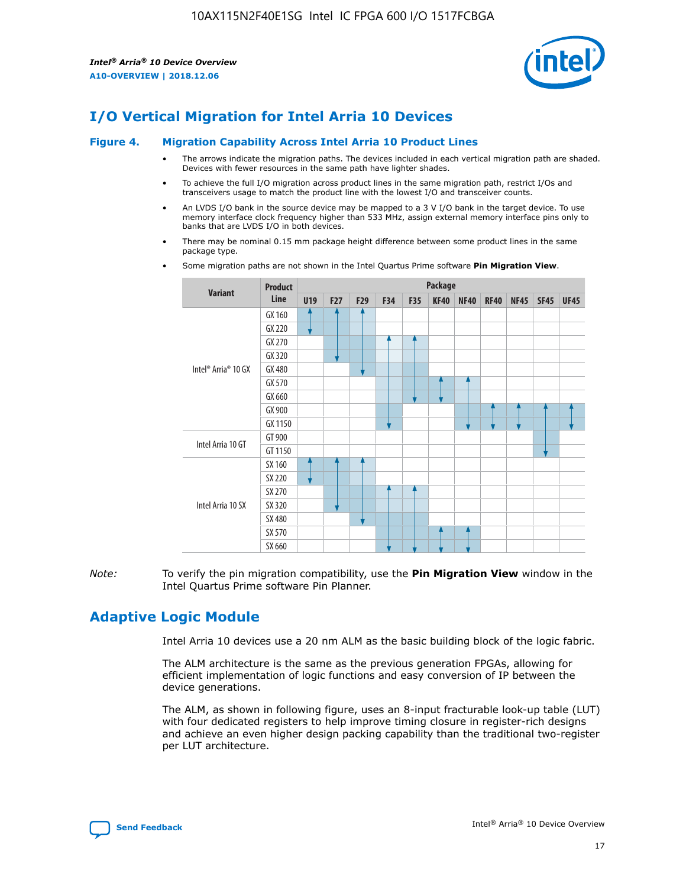# I/O Vertical Migration for Intel Arria 10 Devices

**Figure 4. Migration Capability Across Intel Arria 10 Product Lines**

- The arrows indicate the migration paths. The devices included in each vertical migration path are shaded. Devices with fewer resources in the same path have lighter shades.
- To achieve the full I/O migration across product lines in the same migration path, restrict I/Os and transceivers usage to match the product line with the lowest I/O and transceiver counts.
- An LVDS I/O bank in the source device may be mapped to a 3 V I/O bank in the target device. To use memory interface clock frequency higher than 533 MHz, assign external memory interface pins only to banks that are LVDS I/O in both devices.
- There may be nominal 0.15 mm package height difference between some product lines in the same package type.
- Some migration paths are not shown in the Intel Quartus Prime software **Pin Migration View**.

| Variant | Product Line | U19 | F27 | F29 | F34 | F35 | KF40 | NF40 | RF40 | NF45 | SF45 | UF45 |
|---|---|---|---|---|---|---|---|---|---|---|---|---|
| Intel® Arria® 10 GX | GX 160 | | | | | | | | | | | |
| | GX 220 | | | | | | | | | | | |
| | GX 270 | | | | | | | | | | | |
| | GX 320 | | | | | | | | | | | |
| | GX 480 | | | | | | | | | | | |
| | GX 570 | | | | | | | | | | | |
| | GX 660 | | | | | | | | | | | |
| | GX 900 | | | | | | | | | | | |
| | GX 1150 | | | | | | | | | | | |
| Intel Arria 10 GT | GT 900 | | | | | | | | | | | |
| | GT 1150 | | | | | | | | | | | |
| Intel Arria 10 SX | SX 160 | | | | | | | | | | | |
| | SX 220 | | | | | | | | | | | |
| | SX 270 | | | | | | | | | | | |
| | SX 320 | | | | | | | | | | | |
| | SX 480 | | | | | | | | | | | |
| | SX 570 | | | | | | | | | | | |
| | SX 660 | | | | | | | | | | | |

*Note:* To verify the pin migration compatibility, use the **Pin Migration View** window in the Intel Quartus Prime software Pin Planner.

# Adaptive Logic Module

Intel Arria 10 devices use a 20 nm ALM as the basic building block of the logic fabric.

The ALM architecture is the same as the previous generation FPGAs, allowing for efficient implementation of logic functions and easy conversion of IP between the device generations.

The ALM, as shown in following figure, uses an 8-input fracturable look-up table (LUT) with four dedicated registers to help improve timing closure in register-rich designs and achieve an even higher design packing capability than the traditional two-register per LUT architecture.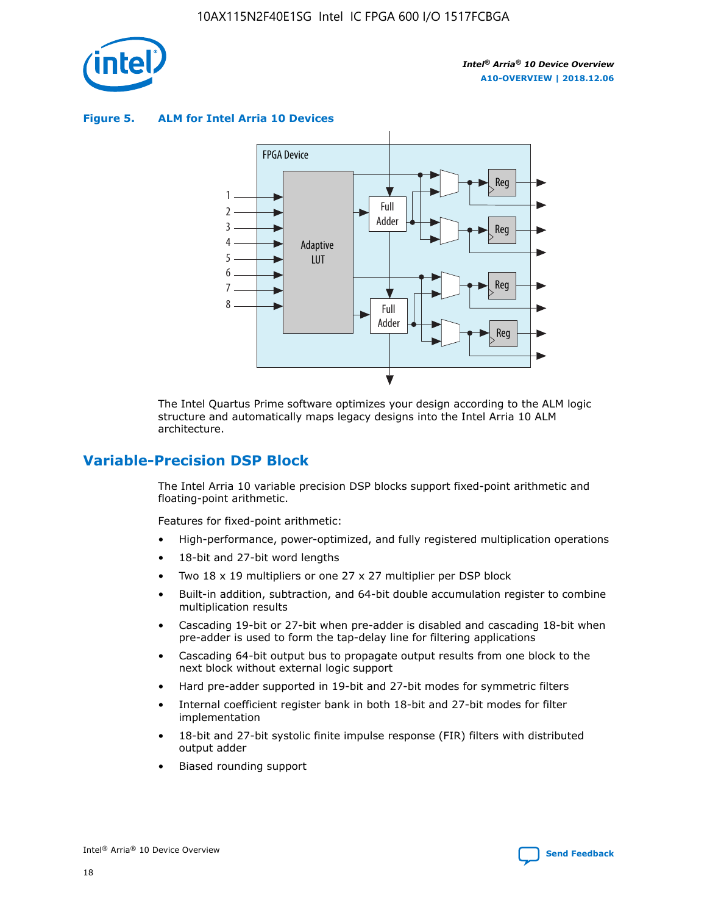**Figure 5. ALM for Intel Arria 10 Devices**

The Intel Quartus Prime software optimizes your design according to the ALM logic structure and automatically maps legacy designs into the Intel Arria 10 ALM architecture.

## Variable-Precision DSP Block

The Intel Arria 10 variable precision DSP blocks support fixed-point arithmetic and floating-point arithmetic.

Features for fixed-point arithmetic:

- High-performance, power-optimized, and fully registered multiplication operations
- 18-bit and 27-bit word lengths
- Two 18 x 19 multipliers or one 27 x 27 multiplier per DSP block
- Built-in addition, subtraction, and 64-bit double accumulation register to combine multiplication results
- Cascading 19-bit or 27-bit when pre-adder is disabled and cascading 18-bit when pre-adder is used to form the tap-delay line for filtering applications
- Cascading 64-bit output bus to propagate output results from one block to the next block without external logic support
- Hard pre-adder supported in 19-bit and 27-bit modes for symmetric filters
- Internal coefficient register bank in both 18-bit and 27-bit modes for filter implementation
- 18-bit and 27-bit systolic finite impulse response (FIR) filters with distributed output adder
- Biased rounding support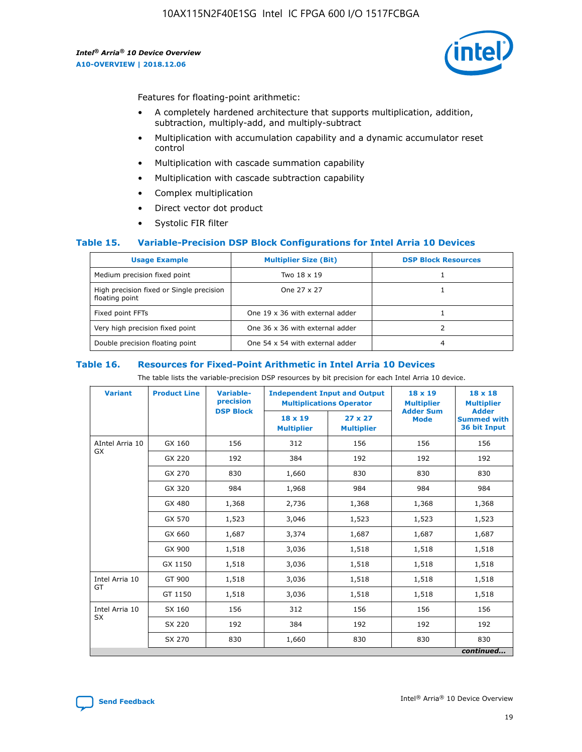Features for floating-point arithmetic:

- A completely hardened architecture that supports multiplication, addition, subtraction, multiply-add, and multiply-subtract
- Multiplication with accumulation capability and a dynamic accumulator reset control
- Multiplication with cascade summation capability
- Multiplication with cascade subtraction capability
- Complex multiplication
- Direct vector dot product
- Systolic FIR filter

### Table 15. Variable-Precision DSP Block Configurations for Intel Arria 10 Devices

| Usage Example | Multiplier Size (Bit) | DSP Block Resources |
|---|---|---|
| Medium precision fixed point | Two 18 x 19 | 1 |
| High precision fixed or Single precision floating point | One 27 x 27 | 1 |
| Fixed point FFTs | One 19 x 36 with external adder | 1 |
| Very high precision fixed point | One 36 x 36 with external adder | 2 |
| Double precision floating point | One 54 x 54 with external adder | 4 |

### Table 16. Resources for Fixed-Point Arithmetic in Intel Arria 10 Devices

The table lists the variable-precision DSP resources by bit precision for each Intel Arria 10 device.

| Variant | Product Line | Variable-precision DSP Block | Independent Input and Output Multiplications Operator | | 18 x 19 Multiplier Adder Sum Mode | 18 x 18 Multiplier Adder Summed with 36 bit Input |
|---|---|---|---|---|---|---|
| | | | 18 x 19 Multiplier | 27 x 27 Multiplier | | |
| AIntel Arria 10 GX | GX 160 | 156 | 312 | 156 | 156 | 156 |
| | GX 220 | 192 | 384 | 192 | 192 | 192 |
| | GX 270 | 830 | 1,660 | 830 | 830 | 830 |
| | GX 320 | 984 | 1,968 | 984 | 984 | 984 |
| | GX 480 | 1,368 | 2,736 | 1,368 | 1,368 | 1,368 |
| | GX 570 | 1,523 | 3,046 | 1,523 | 1,523 | 1,523 |
| | GX 660 | 1,687 | 3,374 | 1,687 | 1,687 | 1,687 |
| | GX 900 | 1,518 | 3,036 | 1,518 | 1,518 | 1,518 |
| | GX 1150 | 1,518 | 3,036 | 1,518 | 1,518 | 1,518 |
| Intel Arria 10 GT | GT 900 | 1,518 | 3,036 | 1,518 | 1,518 | 1,518 |
| | GT 1150 | 1,518 | 3,036 | 1,518 | 1,518 | 1,518 |
| Intel Arria 10 SX | SX 160 | 156 | 312 | 156 | 156 | 156 |
| | SX 220 | 192 | 384 | 192 | 192 | 192 |
| | SX 270 | 830 | 1,660 | 830 | 830 | 830 |

*continued...*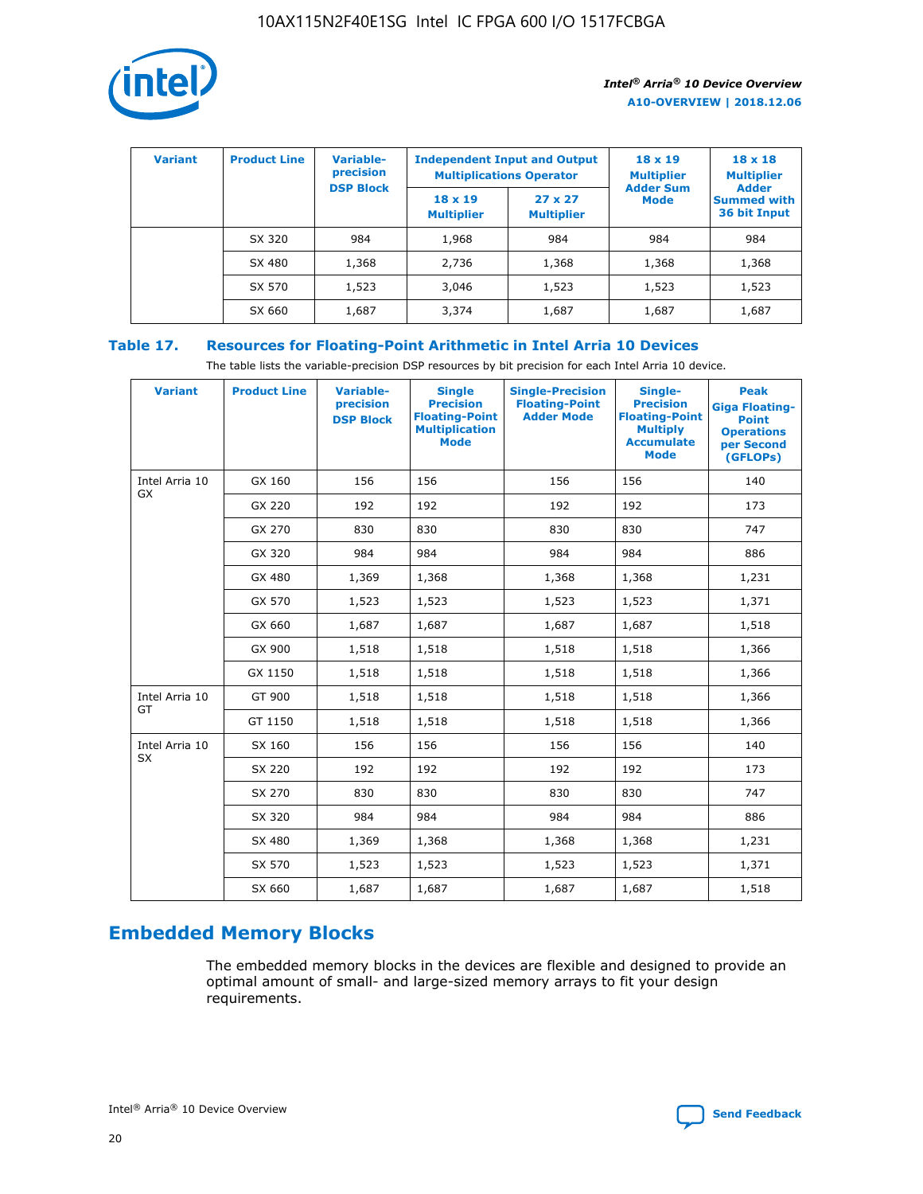| Variant | Product Line | Variable-precision DSP Block | Independent Input and Output Multiplications Operator | | 18 x 19 Multiplier Adder Sum Mode | 18 x 18 Multiplier Adder Summed with 36 bit Input |
|---|---|---|---|---|---|---|
| | | | 18 x 19 Multiplier | 27 x 27 Multiplier | | |
| | SX 320 | 984 | 1,968 | 984 | 984 | 984 |
| | SX 480 | 1,368 | 2,736 | 1,368 | 1,368 | 1,368 |
| | SX 570 | 1,523 | 3,046 | 1,523 | 1,523 | 1,523 |
| | SX 660 | 1,687 | 3,374 | 1,687 | 1,687 | 1,687 |

## Table 17. Resources for Floating-Point Arithmetic in Intel Arria 10 Devices

The table lists the variable-precision DSP resources by bit precision for each Intel Arria 10 device.

| Variant | Product Line | Variable-precision DSP Block | Single Precision Floating-Point Multiplication Mode | Single-Precision Floating-Point Adder Mode | Single-Precision Floating-Point Multiply Accumulate Mode | Peak Giga Floating-Point Operations per Second (GFLOPs) |
|---|---|---|---|---|---|---|
| Intel Arria 10 GX | GX 160 | 156 | 156 | 156 | 156 | 140 |
| | GX 220 | 192 | 192 | 192 | 192 | 173 |
| | GX 270 | 830 | 830 | 830 | 830 | 747 |
| | GX 320 | 984 | 984 | 984 | 984 | 886 |
| | GX 480 | 1,369 | 1,368 | 1,368 | 1,368 | 1,231 |
| | GX 570 | 1,523 | 1,523 | 1,523 | 1,523 | 1,371 |
| | GX 660 | 1,687 | 1,687 | 1,687 | 1,687 | 1,518 |
| | GX 900 | 1,518 | 1,518 | 1,518 | 1,518 | 1,366 |
| | GX 1150 | 1,518 | 1,518 | 1,518 | 1,518 | 1,366 |
| Intel Arria 10 GT | GT 900 | 1,518 | 1,518 | 1,518 | 1,518 | 1,366 |
| | GT 1150 | 1,518 | 1,518 | 1,518 | 1,518 | 1,366 |
| Intel Arria 10 SX | SX 160 | 156 | 156 | 156 | 156 | 140 |
| | SX 220 | 192 | 192 | 192 | 192 | 173 |
| | SX 270 | 830 | 830 | 830 | 830 | 747 |
| | SX 320 | 984 | 984 | 984 | 984 | 886 |
| | SX 480 | 1,369 | 1,368 | 1,368 | 1,368 | 1,231 |
| | SX 570 | 1,523 | 1,523 | 1,523 | 1,523 | 1,371 |
| | SX 660 | 1,687 | 1,687 | 1,687 | 1,687 | 1,518 |

## Embedded Memory Blocks

The embedded memory blocks in the devices are flexible and designed to provide an optimal amount of small- and large-sized memory arrays to fit your design requirements.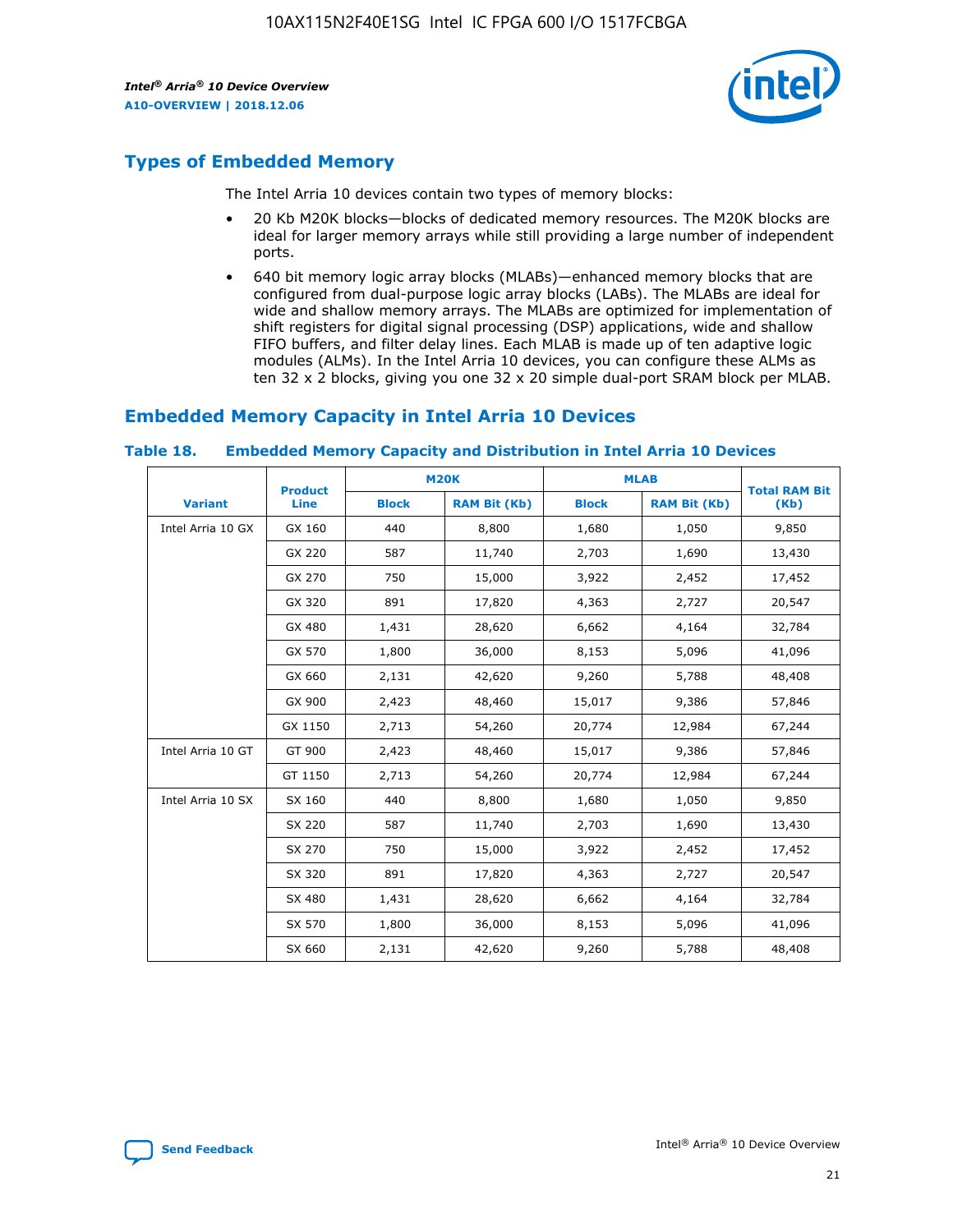## Types of Embedded Memory

The Intel Arria 10 devices contain two types of memory blocks:

- 20 Kb M20K blocks—blocks of dedicated memory resources. The M20K blocks are ideal for larger memory arrays while still providing a large number of independent ports.
- 640 bit memory logic array blocks (MLABs)—enhanced memory blocks that are configured from dual-purpose logic array blocks (LABs). The MLABs are ideal for wide and shallow memory arrays. The MLABs are optimized for implementation of shift registers for digital signal processing (DSP) applications, wide and shallow FIFO buffers, and filter delay lines. Each MLAB is made up of ten adaptive logic modules (ALMs). In the Intel Arria 10 devices, you can configure these ALMs as ten 32 x 2 blocks, giving you one 32 x 20 simple dual-port SRAM block per MLAB.

## Embedded Memory Capacity in Intel Arria 10 Devices

**Table 18. Embedded Memory Capacity and Distribution in Intel Arria 10 Devices**

| Variant | Product Line | M20K | | MLAB | | Total RAM Bit (Kb) |
|---|---|---|---|---|---|---|
| | | Block | RAM Bit (Kb) | Block | RAM Bit (Kb) | |
| Intel Arria 10 GX | GX 160 | 440 | 8,800 | 1,680 | 1,050 | 9,850 |
| | GX 220 | 587 | 11,740 | 2,703 | 1,690 | 13,430 |
| | GX 270 | 750 | 15,000 | 3,922 | 2,452 | 17,452 |
| | GX 320 | 891 | 17,820 | 4,363 | 2,727 | 20,547 |
| | GX 480 | 1,431 | 28,620 | 6,662 | 4,164 | 32,784 |
| | GX 570 | 1,800 | 36,000 | 8,153 | 5,096 | 41,096 |
| | GX 660 | 2,131 | 42,620 | 9,260 | 5,788 | 48,408 |
| | GX 900 | 2,423 | 48,460 | 15,017 | 9,386 | 57,846 |
| | GX 1150 | 2,713 | 54,260 | 20,774 | 12,984 | 67,244 |
| Intel Arria 10 GT | GT 900 | 2,423 | 48,460 | 15,017 | 9,386 | 57,846 |
| | GT 1150 | 2,713 | 54,260 | 20,774 | 12,984 | 67,244 |
| Intel Arria 10 SX | SX 160 | 440 | 8,800 | 1,680 | 1,050 | 9,850 |
| | SX 220 | 587 | 11,740 | 2,703 | 1,690 | 13,430 |
| | SX 270 | 750 | 15,000 | 3,922 | 2,452 | 17,452 |
| | SX 320 | 891 | 17,820 | 4,363 | 2,727 | 20,547 |
| | SX 480 | 1,431 | 28,620 | 6,662 | 4,164 | 32,784 |
| | SX 570 | 1,800 | 36,000 | 8,153 | 5,096 | 41,096 |
| | SX 660 | 2,131 | 42,620 | 9,260 | 5,788 | 48,408 |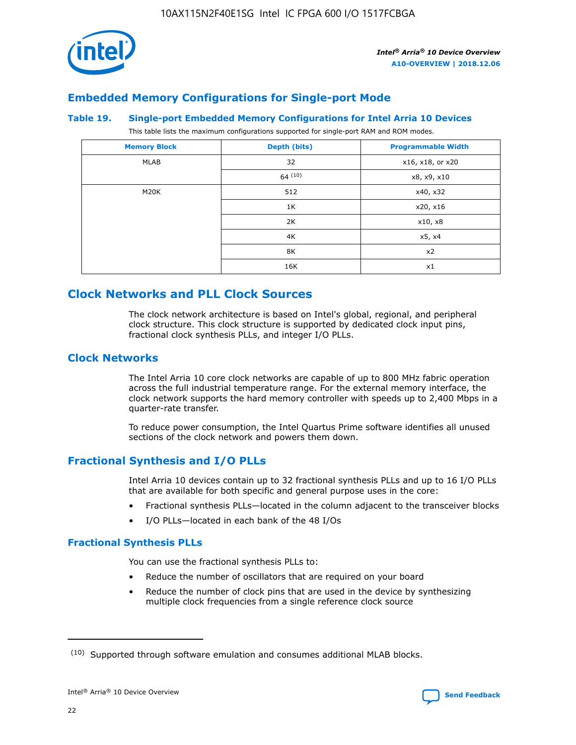## Embedded Memory Configurations for Single-port Mode

### Table 19. Single-port Embedded Memory Configurations for Intel Arria 10 Devices

This table lists the maximum configurations supported for single-port RAM and ROM modes.

| Memory Block | Depth (bits) | Programmable Width |
| --- | --- | --- |
| MLAB | 32 | x16, x18, or x20 |
| | 64 [10] | x8, x9, x10 |
| M20K | 512 | x40, x32 |
| | 1K | x20, x16 |
| | 2K | x10, x8 |
| | 4K | x5, x4 |
| | 8K | x2 |
| | 16K | x1 |

## Clock Networks and PLL Clock Sources

The clock network architecture is based on Intel's global, regional, and peripheral clock structure. This clock structure is supported by dedicated clock input pins, fractional clock synthesis PLLs, and integer I/O PLLs.

## Clock Networks

The Intel Arria 10 core clock networks are capable of up to 800 MHz fabric operation across the full industrial temperature range. For the external memory interface, the clock network supports the hard memory controller with speeds up to 2,400 Mbps in a quarter-rate transfer.

To reduce power consumption, the Intel Quartus Prime software identifies all unused sections of the clock network and powers them down.

## Fractional Synthesis and I/O PLLs

Intel Arria 10 devices contain up to 32 fractional synthesis PLLs and up to 16 I/O PLLs that are available for both specific and general purpose uses in the core:

- Fractional synthesis PLLs—located in the column adjacent to the transceiver blocks
- I/O PLLs—located in each bank of the 48 I/Os

### Fractional Synthesis PLLs

You can use the fractional synthesis PLLs to:

- Reduce the number of oscillators that are required on your board
- Reduce the number of clock pins that are used in the device by synthesizing multiple clock frequencies from a single reference clock source

(10) Supported through software emulation and consumes additional MLAB blocks.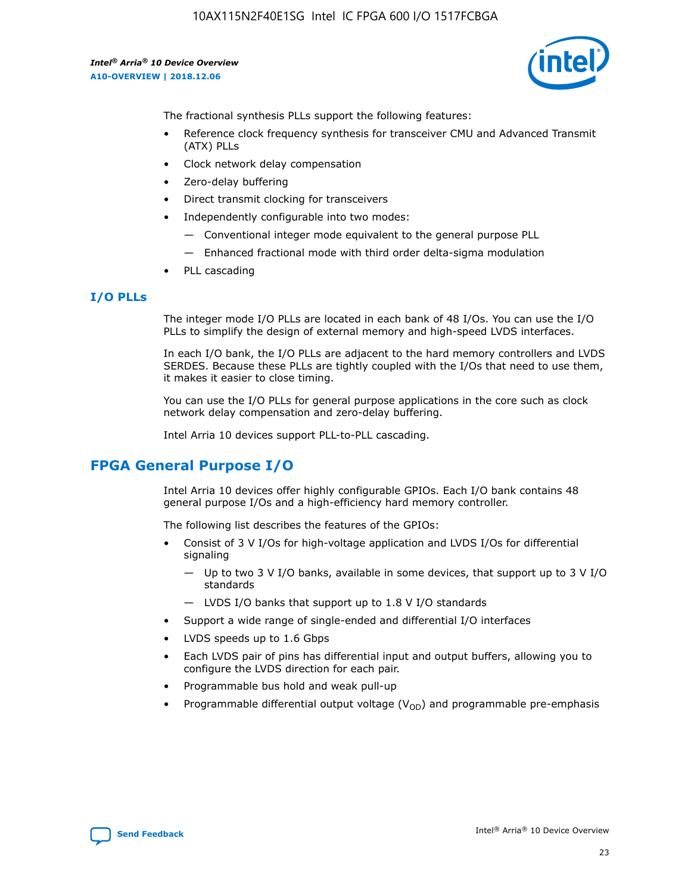The fractional synthesis PLLs support the following features:

- Reference clock frequency synthesis for transceiver CMU and Advanced Transmit (ATX) PLLs
- Clock network delay compensation
- Zero-delay buffering
- Direct transmit clocking for transceivers
- Independently configurable into two modes:
  - — Conventional integer mode equivalent to the general purpose PLL
  - — Enhanced fractional mode with third order delta-sigma modulation
- PLL cascading

### I/O PLLs

The integer mode I/O PLLs are located in each bank of 48 I/Os. You can use the I/O PLLs to simplify the design of external memory and high-speed LVDS interfaces.

In each I/O bank, the I/O PLLs are adjacent to the hard memory controllers and LVDS SERDES. Because these PLLs are tightly coupled with the I/Os that need to use them, it makes it easier to close timing.

You can use the I/O PLLs for general purpose applications in the core such as clock network delay compensation and zero-delay buffering.

Intel Arria 10 devices support PLL-to-PLL cascading.

## FPGA General Purpose I/O

Intel Arria 10 devices offer highly configurable GPIOs. Each I/O bank contains 48 general purpose I/Os and a high-efficiency hard memory controller.

The following list describes the features of the GPIOs:

- Consist of 3 V I/Os for high-voltage application and LVDS I/Os for differential signaling
  - — Up to two 3 V I/O banks, available in some devices, that support up to 3 V I/O standards
  - — LVDS I/O banks that support up to 1.8 V I/O standards
- Support a wide range of single-ended and differential I/O interfaces
- LVDS speeds up to 1.6 Gbps
- Each LVDS pair of pins has differential input and output buffers, allowing you to configure the LVDS direction for each pair.
- Programmable bus hold and weak pull-up
- Programmable differential output voltage ($V_{OD}$) and programmable pre-emphasis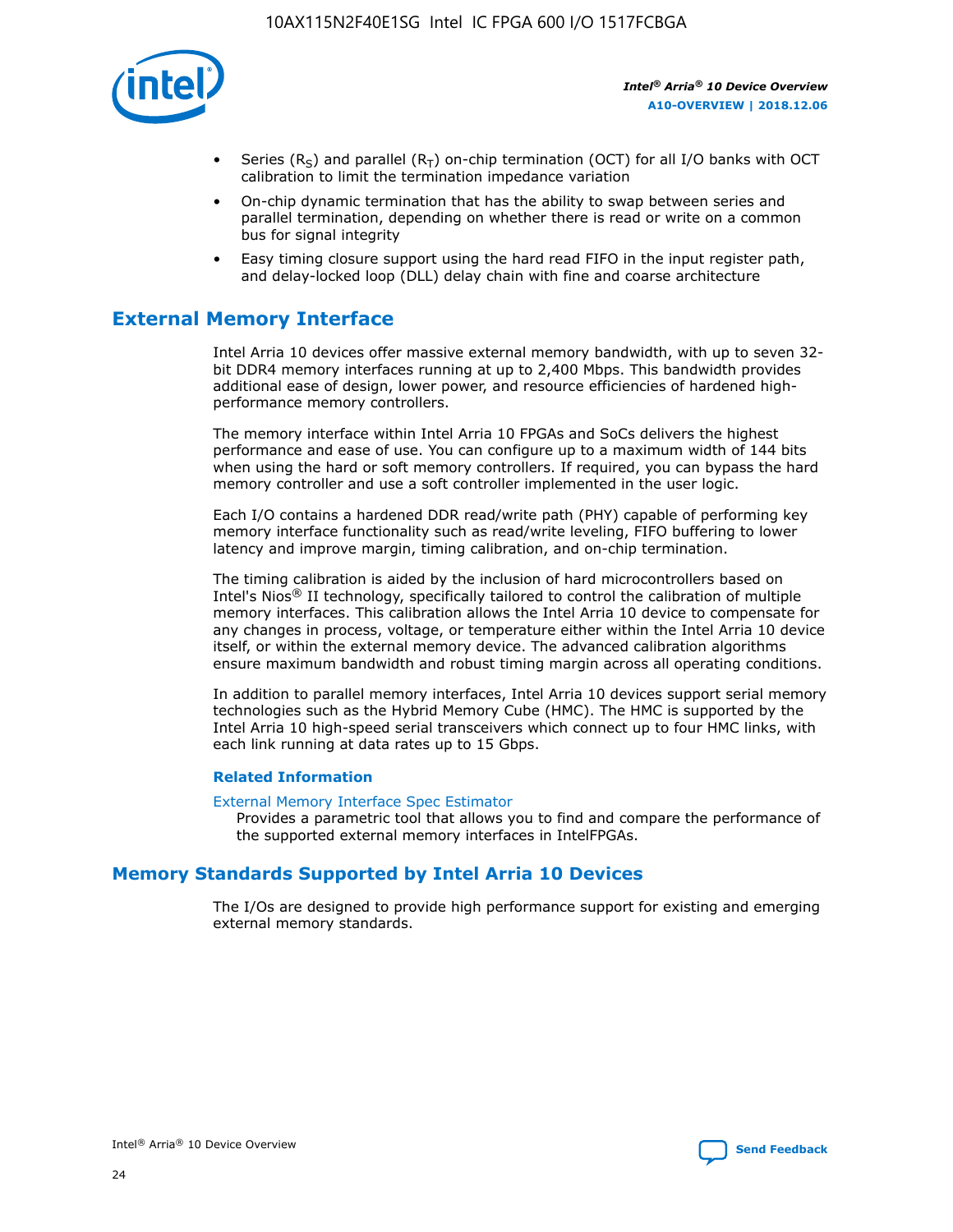- Series ($R_S$) and parallel ($R_T$) on-chip termination (OCT) for all I/O banks with OCT calibration to limit the termination impedance variation
- On-chip dynamic termination that has the ability to swap between series and parallel termination, depending on whether there is read or write on a common bus for signal integrity
- Easy timing closure support using the hard read FIFO in the input register path, and delay-locked loop (DLL) delay chain with fine and coarse architecture

## External Memory Interface

Intel Arria 10 devices offer massive external memory bandwidth, with up to seven 32-bit DDR4 memory interfaces running at up to 2,400 Mbps. This bandwidth provides additional ease of design, lower power, and resource efficiencies of hardened high-performance memory controllers.

The memory interface within Intel Arria 10 FPGAs and SoCs delivers the highest performance and ease of use. You can configure up to a maximum width of 144 bits when using the hard or soft memory controllers. If required, you can bypass the hard memory controller and use a soft controller implemented in the user logic.

Each I/O contains a hardened DDR read/write path (PHY) capable of performing key memory interface functionality such as read/write leveling, FIFO buffering to lower latency and improve margin, timing calibration, and on-chip termination.

The timing calibration is aided by the inclusion of hard microcontrollers based on Intel's Nios® II technology, specifically tailored to control the calibration of multiple memory interfaces. This calibration allows the Intel Arria 10 device to compensate for any changes in process, voltage, or temperature either within the Intel Arria 10 device itself, or within the external memory device. The advanced calibration algorithms ensure maximum bandwidth and robust timing margin across all operating conditions.

In addition to parallel memory interfaces, Intel Arria 10 devices support serial memory technologies such as the Hybrid Memory Cube (HMC). The HMC is supported by the Intel Arria 10 high-speed serial transceivers which connect up to four HMC links, with each link running at data rates up to 15 Gbps.

### Related Information

External Memory Interface Spec Estimator
Provides a parametric tool that allows you to find and compare the performance of the supported external memory interfaces in IntelFPGAs.

## Memory Standards Supported by Intel Arria 10 Devices

The I/Os are designed to provide high performance support for existing and emerging external memory standards.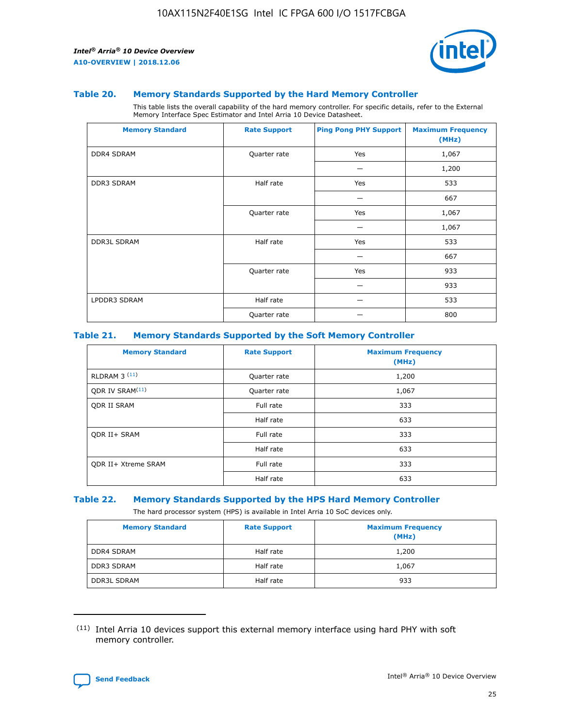### Table 20. Memory Standards Supported by the Hard Memory Controller

This table lists the overall capability of the hard memory controller. For specific details, refer to the External Memory Interface Spec Estimator and Intel Arria 10 Device Datasheet.

| Memory Standard | Rate Support | Ping Pong PHY Support | Maximum Frequency (MHz) |
|---|---|---|---|
| DDR4 SDRAM | Quarter rate | Yes | 1,067 |
| | | — | 1,200 |
| DDR3 SDRAM | Half rate | Yes | 533 |
| | | — | 667 |
| | Quarter rate | Yes | 1,067 |
| | | — | 1,067 |
| DDR3L SDRAM | Half rate | Yes | 533 |
| | | — | 667 |
| | Quarter rate | Yes | 933 |
| | | — | 933 |
| LPDDR3 SDRAM | Half rate | — | 533 |
| | Quarter rate | — | 800 |

### Table 21. Memory Standards Supported by the Soft Memory Controller

| Memory Standard | Rate Support | Maximum Frequency (MHz) |
|---|---|---|
| RLDRAM 3 (11) | Quarter rate | 1,200 |
| QDR IV SRAM(11) | Quarter rate | 1,067 |
| QDR II SRAM | Full rate | 333 |
| | Half rate | 633 |
| QDR II+ SRAM | Full rate | 333 |
| | Half rate | 633 |
| QDR II+ Xtreme SRAM | Full rate | 333 |
| | Half rate | 633 |

### Table 22. Memory Standards Supported by the HPS Hard Memory Controller

The hard processor system (HPS) is available in Intel Arria 10 SoC devices only.

| Memory Standard | Rate Support | Maximum Frequency (MHz) |
|---|---|---|
| DDR4 SDRAM | Half rate | 1,200 |
| DDR3 SDRAM | Half rate | 1,067 |
| DDR3L SDRAM | Half rate | 933 |

(11) Intel Arria 10 devices support this external memory interface using hard PHY with soft memory controller.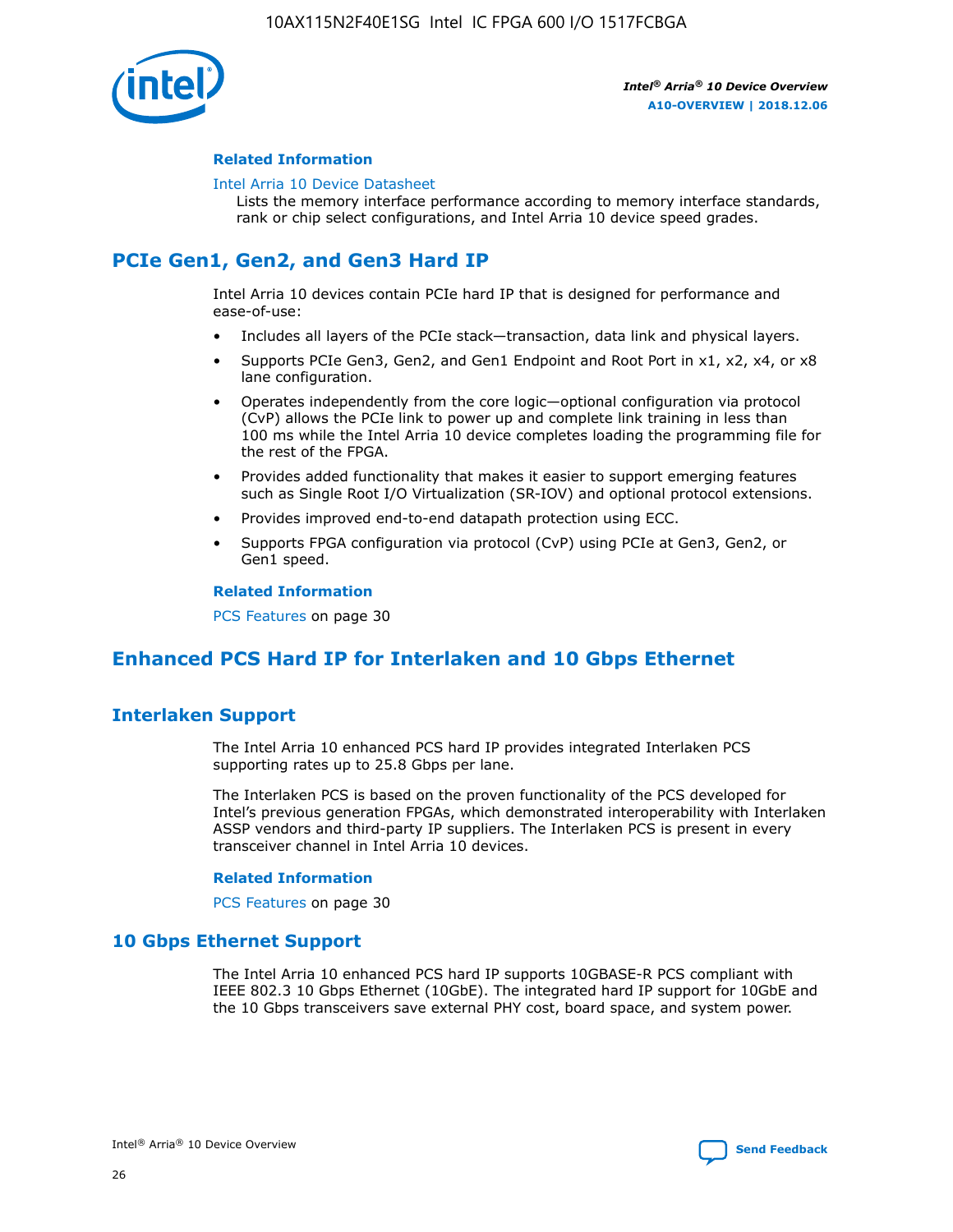#### Related Information

Intel Arria 10 Device Datasheet
Lists the memory interface performance according to memory interface standards, rank or chip select configurations, and Intel Arria 10 device speed grades.

## PCIe Gen1, Gen2, and Gen3 Hard IP

Intel Arria 10 devices contain PCIe hard IP that is designed for performance and ease-of-use:

- Includes all layers of the PCIe stack—transaction, data link and physical layers.
- Supports PCIe Gen3, Gen2, and Gen1 Endpoint and Root Port in x1, x2, x4, or x8 lane configuration.
- Operates independently from the core logic—optional configuration via protocol (CvP) allows the PCIe link to power up and complete link training in less than 100 ms while the Intel Arria 10 device completes loading the programming file for the rest of the FPGA.
- Provides added functionality that makes it easier to support emerging features such as Single Root I/O Virtualization (SR-IOV) and optional protocol extensions.
- Provides improved end-to-end datapath protection using ECC.
- Supports FPGA configuration via protocol (CvP) using PCIe at Gen3, Gen2, or Gen1 speed.

#### Related Information

PCS Features on page 30

## Enhanced PCS Hard IP for Interlaken and 10 Gbps Ethernet

### Interlaken Support

The Intel Arria 10 enhanced PCS hard IP provides integrated Interlaken PCS supporting rates up to 25.8 Gbps per lane.

The Interlaken PCS is based on the proven functionality of the PCS developed for Intel's previous generation FPGAs, which demonstrated interoperability with Interlaken ASSP vendors and third-party IP suppliers. The Interlaken PCS is present in every transceiver channel in Intel Arria 10 devices.

#### Related Information

PCS Features on page 30

### 10 Gbps Ethernet Support

The Intel Arria 10 enhanced PCS hard IP supports 10GBASE-R PCS compliant with IEEE 802.3 10 Gbps Ethernet (10GbE). The integrated hard IP support for 10GbE and the 10 Gbps transceivers save external PHY cost, board space, and system power.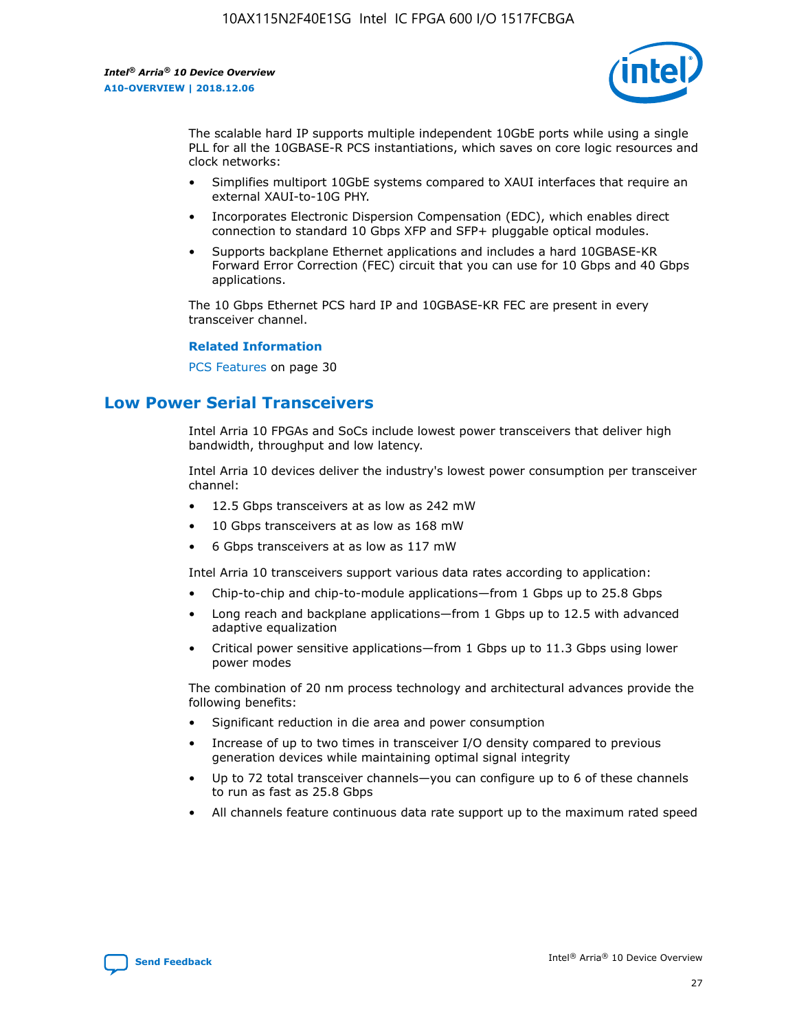The scalable hard IP supports multiple independent 10GbE ports while using a single PLL for all the 10GBASE-R PCS instantiations, which saves on core logic resources and clock networks:

- Simplifies multiport 10GbE systems compared to XAUI interfaces that require an external XAUI-to-10G PHY.
- Incorporates Electronic Dispersion Compensation (EDC), which enables direct connection to standard 10 Gbps XFP and SFP+ pluggable optical modules.
- Supports backplane Ethernet applications and includes a hard 10GBASE-KR Forward Error Correction (FEC) circuit that you can use for 10 Gbps and 40 Gbps applications.

The 10 Gbps Ethernet PCS hard IP and 10GBASE-KR FEC are present in every transceiver channel.

**Related Information**

PCS Features on page 30

## Low Power Serial Transceivers

Intel Arria 10 FPGAs and SoCs include lowest power transceivers that deliver high bandwidth, throughput and low latency.

Intel Arria 10 devices deliver the industry's lowest power consumption per transceiver channel:

- 12.5 Gbps transceivers at as low as 242 mW
- 10 Gbps transceivers at as low as 168 mW
- 6 Gbps transceivers at as low as 117 mW

Intel Arria 10 transceivers support various data rates according to application:

- Chip-to-chip and chip-to-module applications—from 1 Gbps up to 25.8 Gbps
- Long reach and backplane applications—from 1 Gbps up to 12.5 with advanced adaptive equalization
- Critical power sensitive applications—from 1 Gbps up to 11.3 Gbps using lower power modes

The combination of 20 nm process technology and architectural advances provide the following benefits:

- Significant reduction in die area and power consumption
- Increase of up to two times in transceiver I/O density compared to previous generation devices while maintaining optimal signal integrity
- Up to 72 total transceiver channels—you can configure up to 6 of these channels to run as fast as 25.8 Gbps
- All channels feature continuous data rate support up to the maximum rated speed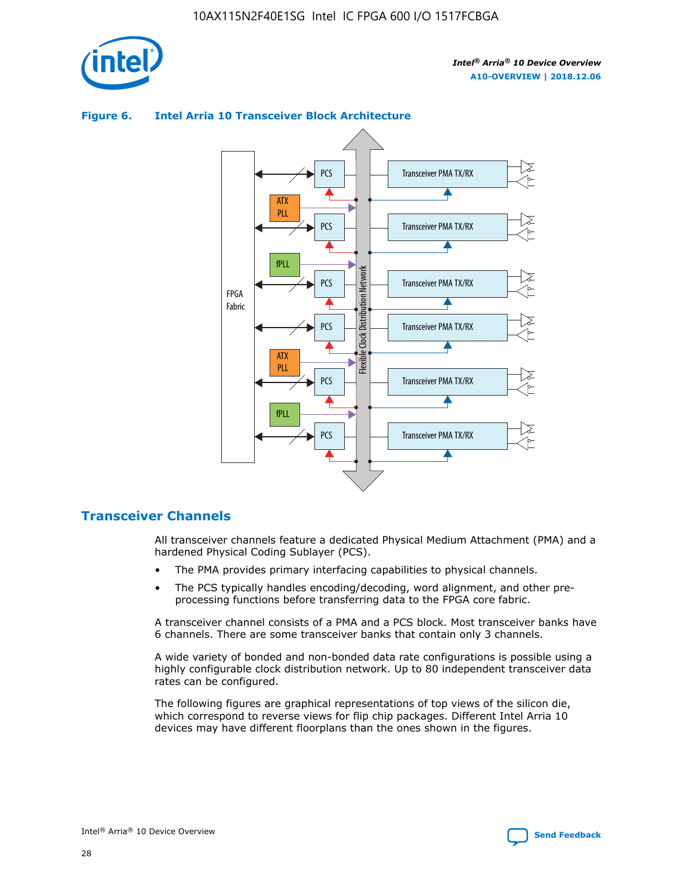**Figure 6. Intel Arria 10 Transceiver Block Architecture**

## Transceiver Channels

All transceiver channels feature a dedicated Physical Medium Attachment (PMA) and a hardened Physical Coding Sublayer (PCS).

- The PMA provides primary interfacing capabilities to physical channels.
- The PCS typically handles encoding/decoding, word alignment, and other pre-processing functions before transferring data to the FPGA core fabric.

A transceiver channel consists of a PMA and a PCS block. Most transceiver banks have 6 channels. There are some transceiver banks that contain only 3 channels.

A wide variety of bonded and non-bonded data rate configurations is possible using a highly configurable clock distribution network. Up to 80 independent transceiver data rates can be configured.

The following figures are graphical representations of top views of the silicon die, which correspond to reverse views for flip chip packages. Different Intel Arria 10 devices may have different floorplans than the ones shown in the figures.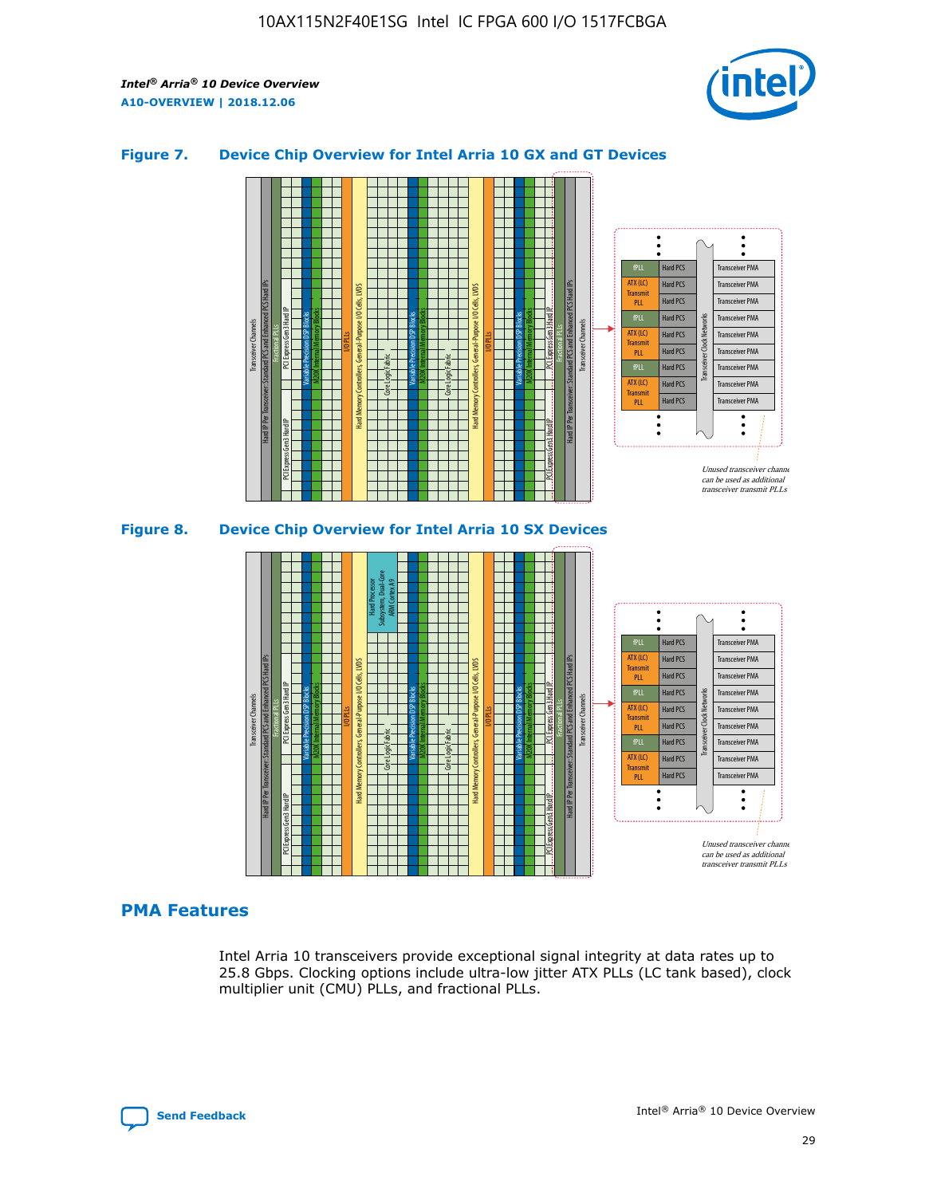10AX115N2F40E1SG Intel IC FPGA 600 I/O 1517FCBGA

**Figure 7. Device Chip Overview for Intel Arria 10 GX and GT Devices**

Unused transceiver channels can be used as additional transceiver transmit PLLs

**Figure 8. Device Chip Overview for Intel Arria 10 SX Devices**

Unused transceiver channels can be used as additional transceiver transmit PLLs

## PMA Features

Intel Arria 10 transceivers provide exceptional signal integrity at data rates up to 25.8 Gbps. Clocking options include ultra-low jitter ATX PLLs (LC tank based), clock multiplier unit (CMU) PLLs, and fractional PLLs.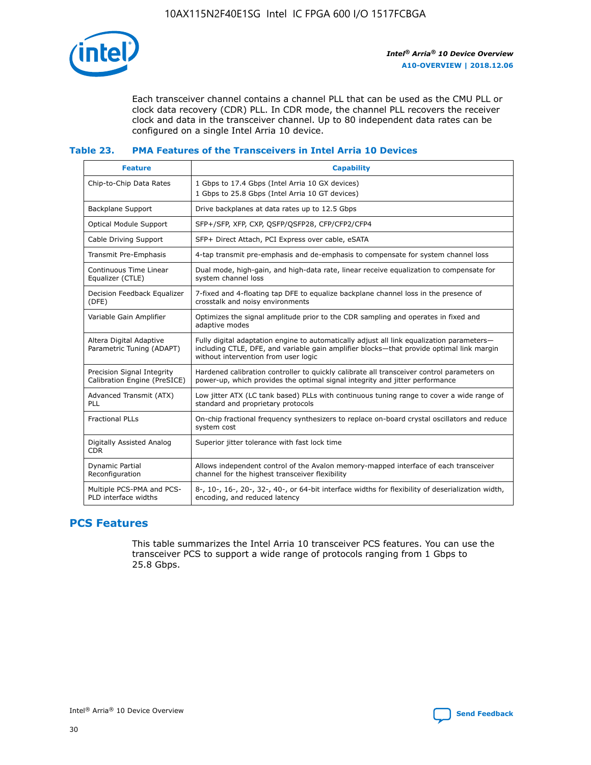Each transceiver channel contains a channel PLL that can be used as the CMU PLL or clock data recovery (CDR) PLL. In CDR mode, the channel PLL recovers the receiver clock and data in the transceiver channel. Up to 80 independent data rates can be configured on a single Intel Arria 10 device.

### Table 23. PMA Features of the Transceivers in Intel Arria 10 Devices

| Feature | Capability |
| --- | --- |
| Chip-to-Chip Data Rates | 1 Gbps to 17.4 Gbps (Intel Arria 10 GX devices)<br>1 Gbps to 25.8 Gbps (Intel Arria 10 GT devices) |
| Backplane Support | Drive backplanes at data rates up to 12.5 Gbps |
| Optical Module Support | SFP+/SFP, XFP, CXP, QSFP/QSFP28, CFP/CFP2/CFP4 |
| Cable Driving Support | SFP+ Direct Attach, PCI Express over cable, eSATA |
| Transmit Pre-Emphasis | 4-tap transmit pre-emphasis and de-emphasis to compensate for system channel loss |
| Continuous Time Linear Equalizer (CTLE) | Dual mode, high-gain, and high-data rate, linear receive equalization to compensate for system channel loss |
| Decision Feedback Equalizer (DFE) | 7-fixed and 4-floating tap DFE to equalize backplane channel loss in the presence of crosstalk and noisy environments |
| Variable Gain Amplifier | Optimizes the signal amplitude prior to the CDR sampling and operates in fixed and adaptive modes |
| Altera Digital Adaptive Parametric Tuning (ADAPT) | Fully digital adaptation engine to automatically adjust all link equalization parameters—including CTLE, DFE, and variable gain amplifier blocks—that provide optimal link margin without intervention from user logic |
| Precision Signal Integrity Calibration Engine (PreSICE) | Hardened calibration controller to quickly calibrate all transceiver control parameters on power-up, which provides the optimal signal integrity and jitter performance |
| Advanced Transmit (ATX) PLL | Low jitter ATX (LC tank based) PLLs with continuous tuning range to cover a wide range of standard and proprietary protocols |
| Fractional PLLs | On-chip fractional frequency synthesizers to replace on-board crystal oscillators and reduce system cost |
| Digitally Assisted Analog CDR | Superior jitter tolerance with fast lock time |
| Dynamic Partial Reconfiguration | Allows independent control of the Avalon memory-mapped interface of each transceiver channel for the highest transceiver flexibility |
| Multiple PCS-PMA and PCS-PLD interface widths | 8-, 10-, 16-, 20-, 32-, 40-, or 64-bit interface widths for flexibility of deserialization width, encoding, and reduced latency |

## PCS Features

This table summarizes the Intel Arria 10 transceiver PCS features. You can use the transceiver PCS to support a wide range of protocols ranging from 1 Gbps to 25.8 Gbps.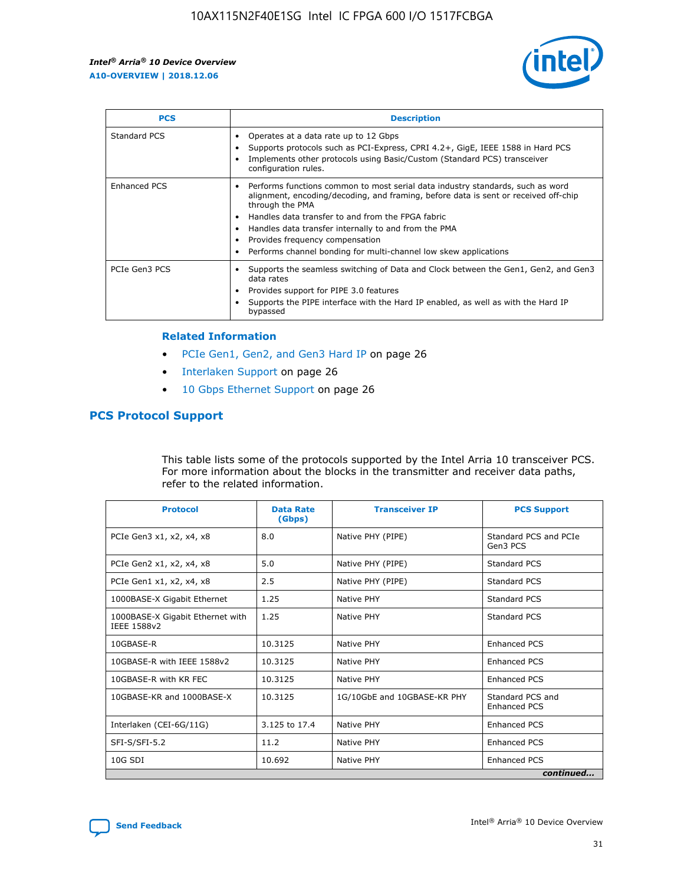| PCS | Description |
| --- | --- |
| Standard PCS | • Operates at a data rate up to 12 Gbps<br>• Supports protocols such as PCI-Express, CPRI 4.2+, GigE, IEEE 1588 in Hard PCS<br>• Implements other protocols using Basic/Custom (Standard PCS) transceiver configuration rules. |
| Enhanced PCS | • Performs functions common to most serial data industry standards, such as word alignment, encoding/decoding, and framing, before data is sent or received off-chip through the PMA<br>• Handles data transfer to and from the FPGA fabric<br>• Handles data transfer internally to and from the PMA<br>• Provides frequency compensation<br>• Performs channel bonding for multi-channel low skew applications |
| PCIe Gen3 PCS | • Supports the seamless switching of Data and Clock between the Gen1, Gen2, and Gen3 data rates<br>• Provides support for PIPE 3.0 features<br>• Supports the PIPE interface with the Hard IP enabled, as well as with the Hard IP bypassed |

**Related Information**

- PCIe Gen1, Gen2, and Gen3 Hard IP on page 26
- Interlaken Support on page 26
- 10 Gbps Ethernet Support on page 26

## PCS Protocol Support

This table lists some of the protocols supported by the Intel Arria 10 transceiver PCS. For more information about the blocks in the transmitter and receiver data paths, refer to the related information.

| Protocol | Data Rate (Gbps) | Transceiver IP | PCS Support |
| --- | --- | --- | --- |
| PCIe Gen3 x1, x2, x4, x8 | 8.0 | Native PHY (PIPE) | Standard PCS and PCIe Gen3 PCS |
| PCIe Gen2 x1, x2, x4, x8 | 5.0 | Native PHY (PIPE) | Standard PCS |
| PCIe Gen1 x1, x2, x4, x8 | 2.5 | Native PHY (PIPE) | Standard PCS |
| 1000BASE-X Gigabit Ethernet | 1.25 | Native PHY | Standard PCS |
| 1000BASE-X Gigabit Ethernet with IEEE 1588v2 | 1.25 | Native PHY | Standard PCS |
| 10GBASE-R | 10.3125 | Native PHY | Enhanced PCS |
| 10GBASE-R with IEEE 1588v2 | 10.3125 | Native PHY | Enhanced PCS |
| 10GBASE-R with KR FEC | 10.3125 | Native PHY | Enhanced PCS |
| 10GBASE-KR and 1000BASE-X | 10.3125 | 1G/10GbE and 10GBASE-KR PHY | Standard PCS and Enhanced PCS |
| Interlaken (CEI-6G/11G) | 3.125 to 17.4 | Native PHY | Enhanced PCS |
| SFI-S/SFI-5.2 | 11.2 | Native PHY | Enhanced PCS |
| 10G SDI | 10.692 | Native PHY | Enhanced PCS |

*continued...*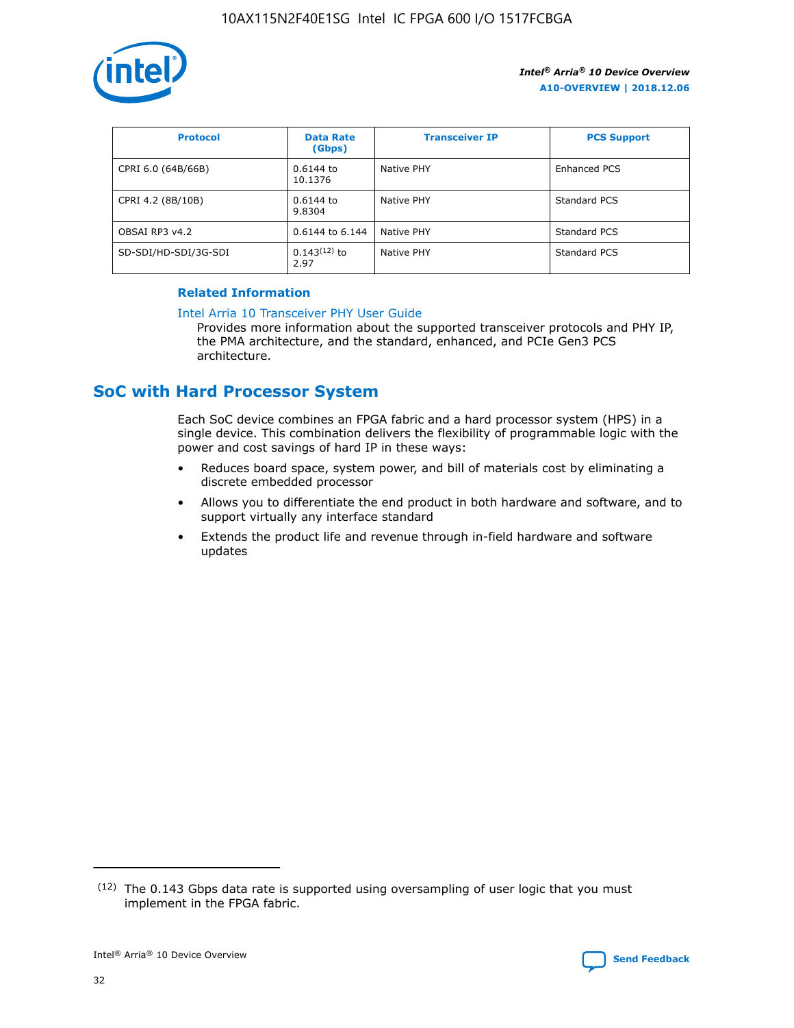| Protocol | Data Rate (Gbps) | Transceiver IP | PCS Support |
| --- | --- | --- | --- |
| CPRI 6.0 (64B/66B) | 0.6144 to 10.1376 | Native PHY | Enhanced PCS |
| CPRI 4.2 (8B/10B) | 0.6144 to 9.8304 | Native PHY | Standard PCS |
| OBSAI RP3 v4.2 | 0.6144 to 6.144 | Native PHY | Standard PCS |
| SD-SDI/HD-SDI/3G-SDI | 0.143[12] to 2.97 | Native PHY | Standard PCS |

**Related Information**

Intel Arria 10 Transceiver PHY User Guide

Provides more information about the supported transceiver protocols and PHY IP, the PMA architecture, and the standard, enhanced, and PCIe Gen3 PCS architecture.

## SoC with Hard Processor System

Each SoC device combines an FPGA fabric and a hard processor system (HPS) in a single device. This combination delivers the flexibility of programmable logic with the power and cost savings of hard IP in these ways:

- Reduces board space, system power, and bill of materials cost by eliminating a discrete embedded processor
- Allows you to differentiate the end product in both hardware and software, and to support virtually any interface standard
- Extends the product life and revenue through in-field hardware and software updates

(12) The 0.143 Gbps data rate is supported using oversampling of user logic that you must implement in the FPGA fabric.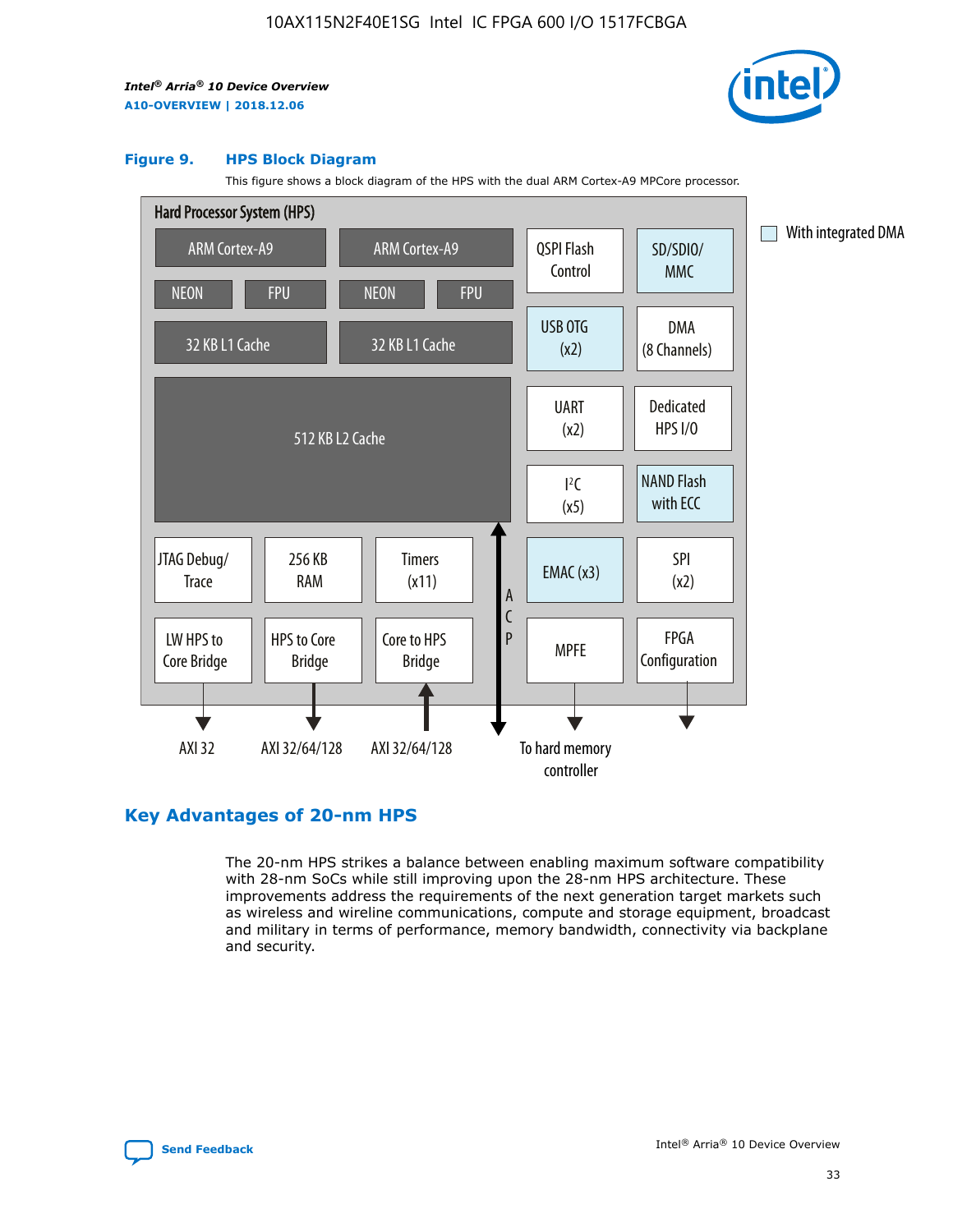### Figure 9. HPS Block Diagram

This figure shows a block diagram of the HPS with the dual ARM Cortex-A9 MPCore processor.

Hard Processor System (HPS)

ARM Cortex-A9 | ARM Cortex-A9
NEON | FPU | NEON | FPU
32 KB L1 Cache | 32 KB L1 Cache
512 KB L2 Cache

QSPI Flash Control | SD/SDIO/MMC
USB OTG (x2) | DMA (8 Channels)
UART (x2) | Dedicated HPS I/O
I²C (x5) | NAND Flash with ECC
EMAC (x3) | SPI (x2)
MPFE | FPGA Configuration

JTAG Debug/Trace | 256 KB RAM | Timers (x11)
LW HPS to Core Bridge | HPS to Core Bridge | Core to HPS Bridge

ACP

AXI 32 | AXI 32/64/128 | AXI 32/64/128 | To hard memory controller

With integrated DMA

## Key Advantages of 20-nm HPS

The 20-nm HPS strikes a balance between enabling maximum software compatibility with 28-nm SoCs while still improving upon the 28-nm HPS architecture. These improvements address the requirements of the next generation target markets such as wireless and wireline communications, compute and storage equipment, broadcast and military in terms of performance, memory bandwidth, connectivity via backplane and security.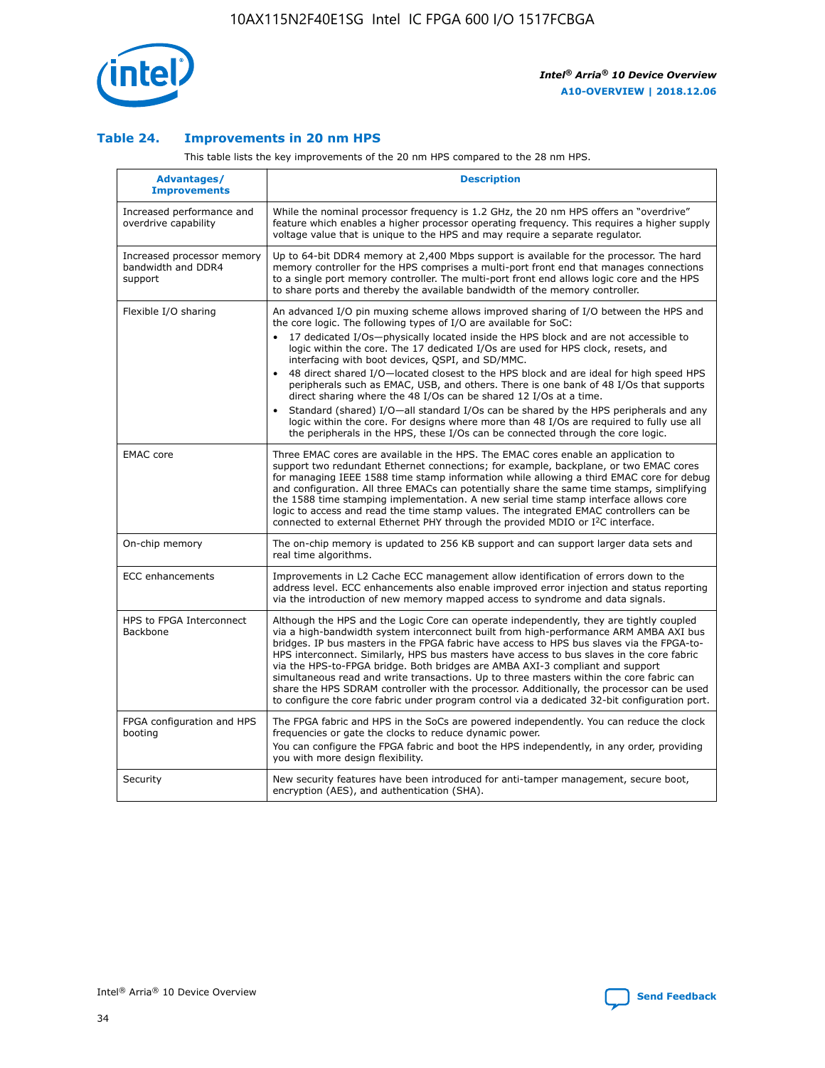## Table 24. Improvements in 20 nm HPS

This table lists the key improvements of the 20 nm HPS compared to the 28 nm HPS.

| Advantages/ Improvements | Description |
|---|---|
| Increased performance and overdrive capability | While the nominal processor frequency is 1.2 GHz, the 20 nm HPS offers an "overdrive" feature which enables a higher processor operating frequency. This requires a higher supply voltage value that is unique to the HPS and may require a separate regulator. |
| Increased processor memory bandwidth and DDR4 support | Up to 64-bit DDR4 memory at 2,400 Mbps support is available for the processor. The hard memory controller for the HPS comprises a multi-port front end that manages connections to a single port memory controller. The multi-port front end allows logic core and the HPS to share ports and thereby the available bandwidth of the memory controller. |
| Flexible I/O sharing | An advanced I/O pin muxing scheme allows improved sharing of I/O between the HPS and the core logic. The following types of I/O are available for SoC: • 17 dedicated I/Os—physically located inside the HPS block and are not accessible to logic within the core. The 17 dedicated I/Os are used for HPS clock, resets, and interfacing with boot devices, QSPI, and SD/MMC. • 48 direct shared I/O—located closest to the HPS block and are ideal for high speed HPS peripherals such as EMAC, USB, and others. There is one bank of 48 I/Os that supports direct sharing where the 48 I/Os can be shared 12 I/Os at a time. • Standard (shared) I/O—all standard I/Os can be shared by the HPS peripherals and any logic within the core. For designs where more than 48 I/Os are required to fully use all the peripherals in the HPS, these I/Os can be connected through the core logic. |
| EMAC core | Three EMAC cores are available in the HPS. The EMAC cores enable an application to support two redundant Ethernet connections; for example, backplane, or two EMAC cores for managing IEEE 1588 time stamp information while allowing a third EMAC core for debug and configuration. All three EMACs can potentially share the same time stamps, simplifying the 1588 time stamping implementation. A new serial time stamp interface allows core logic to access and read the time stamp values. The integrated EMAC controllers can be connected to external Ethernet PHY through the provided MDIO or I²C interface. |
| On-chip memory | The on-chip memory is updated to 256 KB support and can support larger data sets and real time algorithms. |
| ECC enhancements | Improvements in L2 Cache ECC management allow identification of errors down to the address level. ECC enhancements also enable improved error injection and status reporting via the introduction of new memory mapped access to syndrome and data signals. |
| HPS to FPGA Interconnect Backbone | Although the HPS and the Logic Core can operate independently, they are tightly coupled via a high-bandwidth system interconnect built from high-performance ARM AMBA AXI bus bridges. IP bus masters in the FPGA fabric have access to HPS bus slaves via the FPGA-to-HPS interconnect. Similarly, HPS bus masters have access to bus slaves in the core fabric via the HPS-to-FPGA bridge. Both bridges are AMBA AXI-3 compliant and support simultaneous read and write transactions. Up to three masters within the core fabric can share the HPS SDRAM controller with the processor. Additionally, the processor can be used to configure the core fabric under program control via a dedicated 32-bit configuration port. |
| FPGA configuration and HPS booting | The FPGA fabric and HPS in the SoCs are powered independently. You can reduce the clock frequencies or gate the clocks to reduce dynamic power. You can configure the FPGA fabric and boot the HPS independently, in any order, providing you with more design flexibility. |
| Security | New security features have been introduced for anti-tamper management, secure boot, encryption (AES), and authentication (SHA). |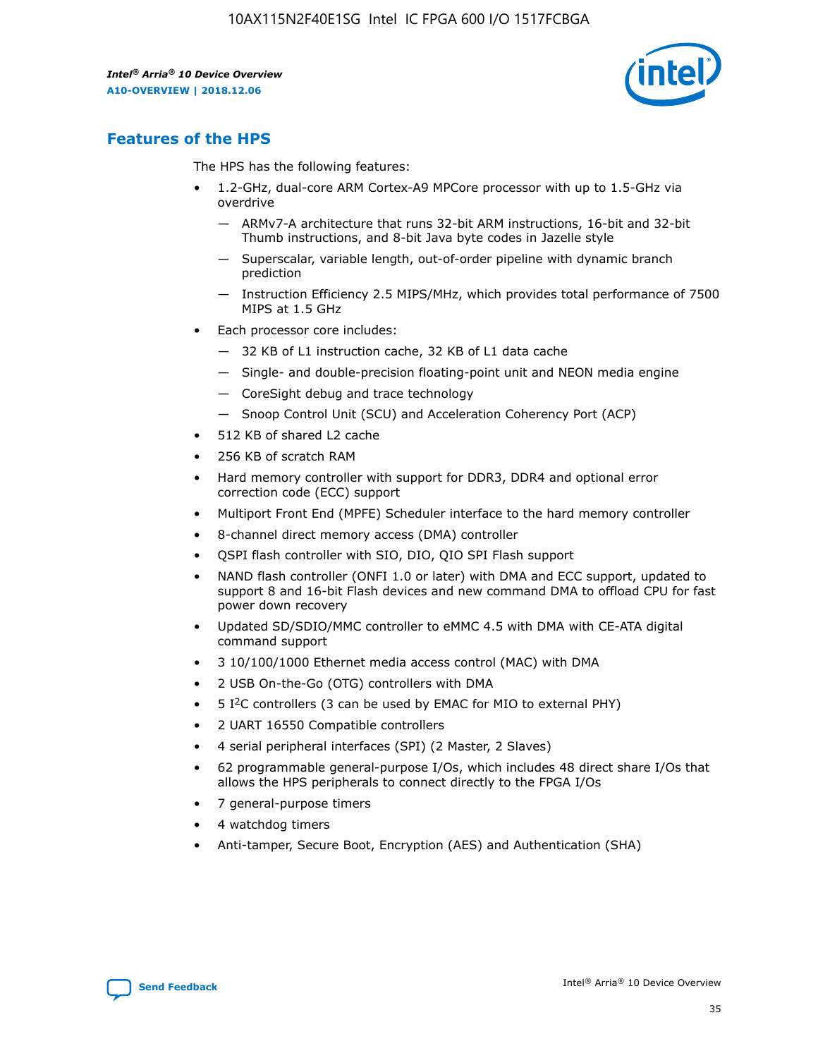## Features of the HPS

The HPS has the following features:

- 1.2-GHz, dual-core ARM Cortex-A9 MPCore processor with up to 1.5-GHz via overdrive
  - ARMv7-A architecture that runs 32-bit ARM instructions, 16-bit and 32-bit Thumb instructions, and 8-bit Java byte codes in Jazelle style
  - Superscalar, variable length, out-of-order pipeline with dynamic branch prediction
  - Instruction Efficiency 2.5 MIPS/MHz, which provides total performance of 7500 MIPS at 1.5 GHz
- Each processor core includes:
  - 32 KB of L1 instruction cache, 32 KB of L1 data cache
  - Single- and double-precision floating-point unit and NEON media engine
  - CoreSight debug and trace technology
  - Snoop Control Unit (SCU) and Acceleration Coherency Port (ACP)
- 512 KB of shared L2 cache
- 256 KB of scratch RAM
- Hard memory controller with support for DDR3, DDR4 and optional error correction code (ECC) support
- Multiport Front End (MPFE) Scheduler interface to the hard memory controller
- 8-channel direct memory access (DMA) controller
- QSPI flash controller with SIO, DIO, QIO SPI Flash support
- NAND flash controller (ONFI 1.0 or later) with DMA and ECC support, updated to support 8 and 16-bit Flash devices and new command DMA to offload CPU for fast power down recovery
- Updated SD/SDIO/MMC controller to eMMC 4.5 with DMA with CE-ATA digital command support
- 3 10/100/1000 Ethernet media access control (MAC) with DMA
- 2 USB On-the-Go (OTG) controllers with DMA
- 5 I$^2$C controllers (3 can be used by EMAC for MIO to external PHY)
- 2 UART 16550 Compatible controllers
- 4 serial peripheral interfaces (SPI) (2 Master, 2 Slaves)
- 62 programmable general-purpose I/Os, which includes 48 direct share I/Os that allows the HPS peripherals to connect directly to the FPGA I/Os
- 7 general-purpose timers
- 4 watchdog timers
- Anti-tamper, Secure Boot, Encryption (AES) and Authentication (SHA)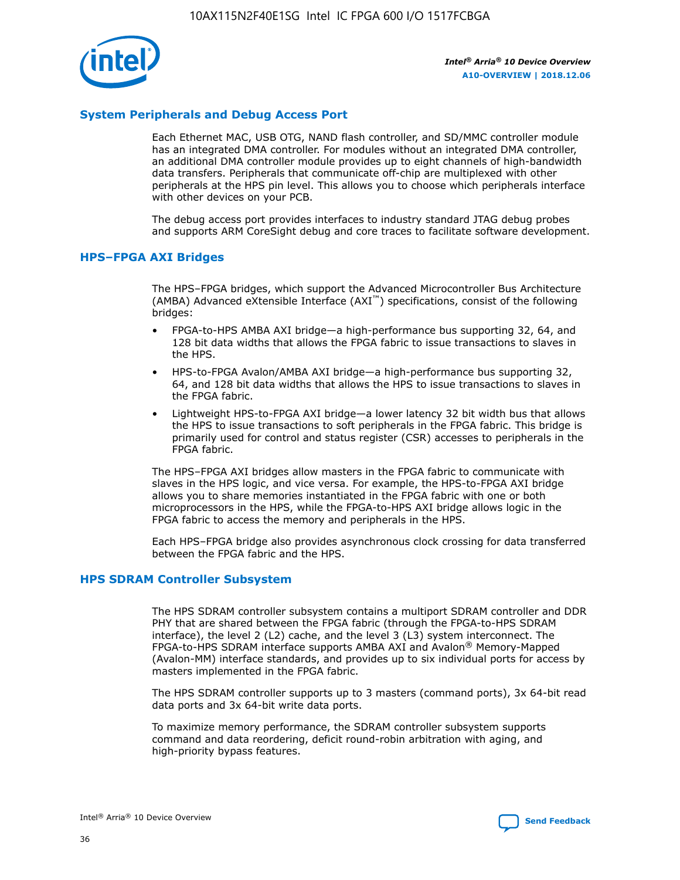## System Peripherals and Debug Access Port

Each Ethernet MAC, USB OTG, NAND flash controller, and SD/MMC controller module has an integrated DMA controller. For modules without an integrated DMA controller, an additional DMA controller module provides up to eight channels of high-bandwidth data transfers. Peripherals that communicate off-chip are multiplexed with other peripherals at the HPS pin level. This allows you to choose which peripherals interface with other devices on your PCB.

The debug access port provides interfaces to industry standard JTAG debug probes and supports ARM CoreSight debug and core traces to facilitate software development.

## HPS–FPGA AXI Bridges

The HPS–FPGA bridges, which support the Advanced Microcontroller Bus Architecture (AMBA) Advanced eXtensible Interface (AXI™) specifications, consist of the following bridges:

- FPGA-to-HPS AMBA AXI bridge—a high-performance bus supporting 32, 64, and 128 bit data widths that allows the FPGA fabric to issue transactions to slaves in the HPS.
- HPS-to-FPGA Avalon/AMBA AXI bridge—a high-performance bus supporting 32, 64, and 128 bit data widths that allows the HPS to issue transactions to slaves in the FPGA fabric.
- Lightweight HPS-to-FPGA AXI bridge—a lower latency 32 bit width bus that allows the HPS to issue transactions to soft peripherals in the FPGA fabric. This bridge is primarily used for control and status register (CSR) accesses to peripherals in the FPGA fabric.

The HPS–FPGA AXI bridges allow masters in the FPGA fabric to communicate with slaves in the HPS logic, and vice versa. For example, the HPS-to-FPGA AXI bridge allows you to share memories instantiated in the FPGA fabric with one or both microprocessors in the HPS, while the FPGA-to-HPS AXI bridge allows logic in the FPGA fabric to access the memory and peripherals in the HPS.

Each HPS–FPGA bridge also provides asynchronous clock crossing for data transferred between the FPGA fabric and the HPS.

## HPS SDRAM Controller Subsystem

The HPS SDRAM controller subsystem contains a multiport SDRAM controller and DDR PHY that are shared between the FPGA fabric (through the FPGA-to-HPS SDRAM interface), the level 2 (L2) cache, and the level 3 (L3) system interconnect. The FPGA-to-HPS SDRAM interface supports AMBA AXI and Avalon® Memory-Mapped (Avalon-MM) interface standards, and provides up to six individual ports for access by masters implemented in the FPGA fabric.

The HPS SDRAM controller supports up to 3 masters (command ports), 3x 64-bit read data ports and 3x 64-bit write data ports.

To maximize memory performance, the SDRAM controller subsystem supports command and data reordering, deficit round-robin arbitration with aging, and high-priority bypass features.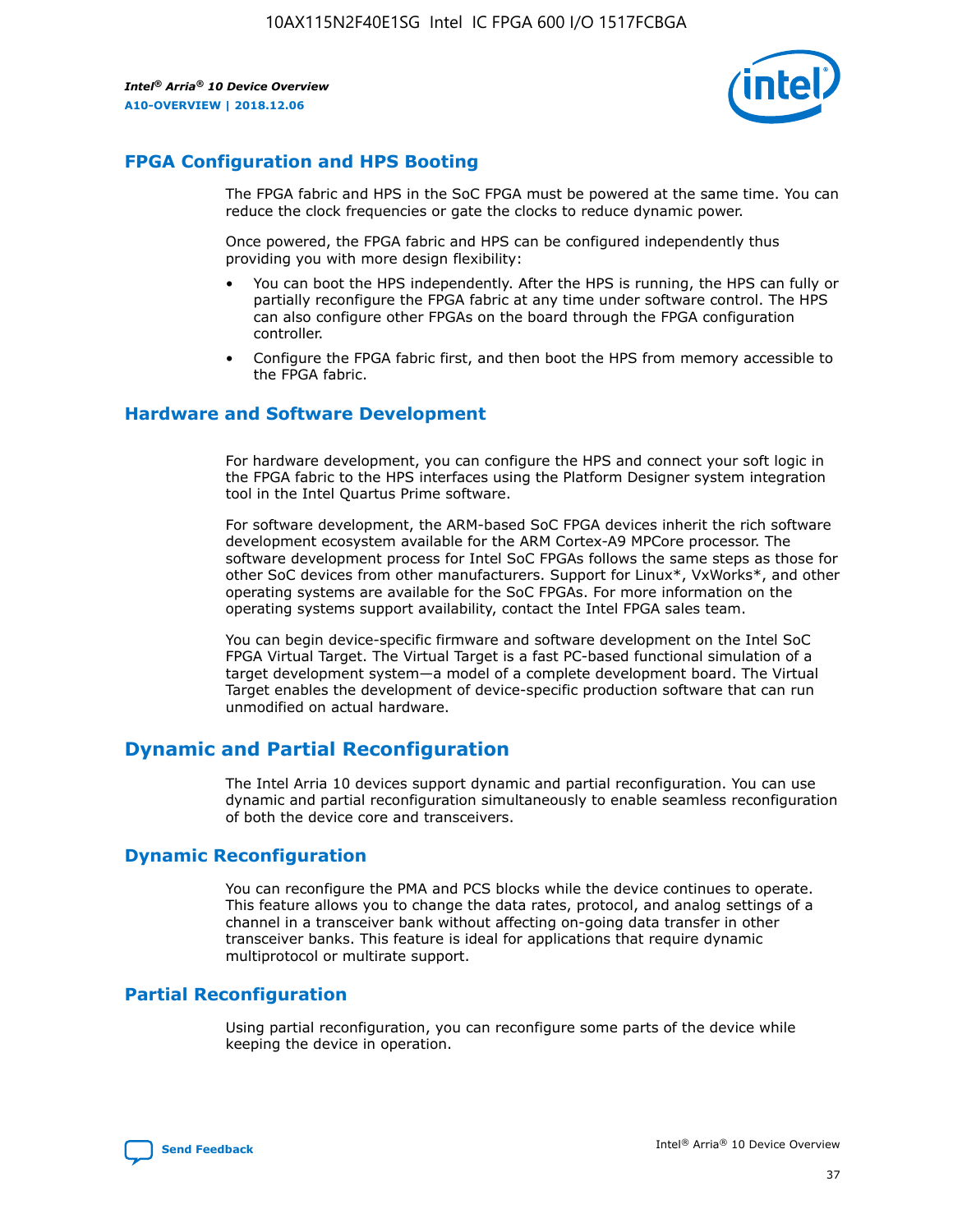## FPGA Configuration and HPS Booting

The FPGA fabric and HPS in the SoC FPGA must be powered at the same time. You can reduce the clock frequencies or gate the clocks to reduce dynamic power.

Once powered, the FPGA fabric and HPS can be configured independently thus providing you with more design flexibility:

- You can boot the HPS independently. After the HPS is running, the HPS can fully or partially reconfigure the FPGA fabric at any time under software control. The HPS can also configure other FPGAs on the board through the FPGA configuration controller.
- Configure the FPGA fabric first, and then boot the HPS from memory accessible to the FPGA fabric.

## Hardware and Software Development

For hardware development, you can configure the HPS and connect your soft logic in the FPGA fabric to the HPS interfaces using the Platform Designer system integration tool in the Intel Quartus Prime software.

For software development, the ARM-based SoC FPGA devices inherit the rich software development ecosystem available for the ARM Cortex-A9 MPCore processor. The software development process for Intel SoC FPGAs follows the same steps as those for other SoC devices from other manufacturers. Support for Linux*, VxWorks*, and other operating systems are available for the SoC FPGAs. For more information on the operating systems support availability, contact the Intel FPGA sales team.

You can begin device-specific firmware and software development on the Intel SoC FPGA Virtual Target. The Virtual Target is a fast PC-based functional simulation of a target development system—a model of a complete development board. The Virtual Target enables the development of device-specific production software that can run unmodified on actual hardware.

# Dynamic and Partial Reconfiguration

The Intel Arria 10 devices support dynamic and partial reconfiguration. You can use dynamic and partial reconfiguration simultaneously to enable seamless reconfiguration of both the device core and transceivers.

## Dynamic Reconfiguration

You can reconfigure the PMA and PCS blocks while the device continues to operate. This feature allows you to change the data rates, protocol, and analog settings of a channel in a transceiver bank without affecting on-going data transfer in other transceiver banks. This feature is ideal for applications that require dynamic multiprotocol or multirate support.

## Partial Reconfiguration

Using partial reconfiguration, you can reconfigure some parts of the device while keeping the device in operation.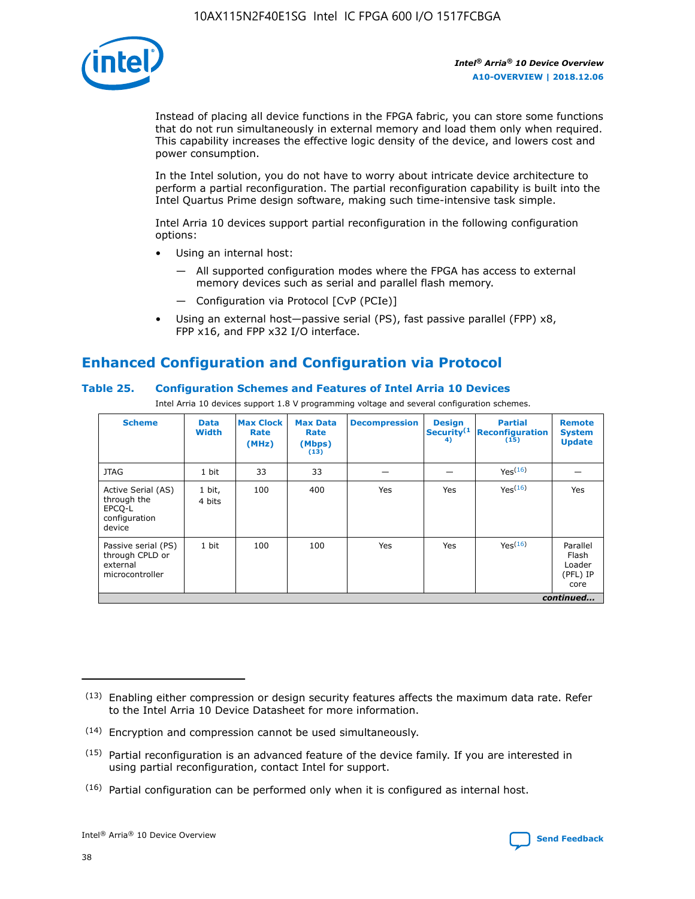Instead of placing all device functions in the FPGA fabric, you can store some functions that do not run simultaneously in external memory and load them only when required. This capability increases the effective logic density of the device, and lowers cost and power consumption.

In the Intel solution, you do not have to worry about intricate device architecture to perform a partial reconfiguration. The partial reconfiguration capability is built into the Intel Quartus Prime design software, making such time-intensive task simple.

Intel Arria 10 devices support partial reconfiguration in the following configuration options:

- Using an internal host:
  - All supported configuration modes where the FPGA has access to external memory devices such as serial and parallel flash memory.
  - Configuration via Protocol [CvP (PCIe)]
- Using an external host—passive serial (PS), fast passive parallel (FPP) x8, FPP x16, and FPP x32 I/O interface.

## Enhanced Configuration and Configuration via Protocol

### Table 25. Configuration Schemes and Features of Intel Arria 10 Devices

Intel Arria 10 devices support 1.8 V programming voltage and several configuration schemes.

| Scheme | Data Width | Max Clock Rate (MHz) | Max Data Rate (Mbps) (13) | Decompression | Design Security (14) | Partial Reconfiguration (15) | Remote System Update |
|---|---|---|---|---|---|---|---|
| JTAG | 1 bit | 33 | 33 | — | — | Yes (16) | — |
| Active Serial (AS) through the EPCQ-L configuration device | 1 bit, 4 bits | 100 | 400 | Yes | Yes | Yes (16) | Yes |
| Passive serial (PS) through CPLD or external microcontroller | 1 bit | 100 | 100 | Yes | Yes | Yes (16) | Parallel Flash Loader (PFL) IP core |

*continued...*

(13) Enabling either compression or design security features affects the maximum data rate. Refer to the Intel Arria 10 Device Datasheet for more information.

(14) Encryption and compression cannot be used simultaneously.

(15) Partial reconfiguration is an advanced feature of the device family. If you are interested in using partial reconfiguration, contact Intel for support.

(16) Partial configuration can be performed only when it is configured as internal host.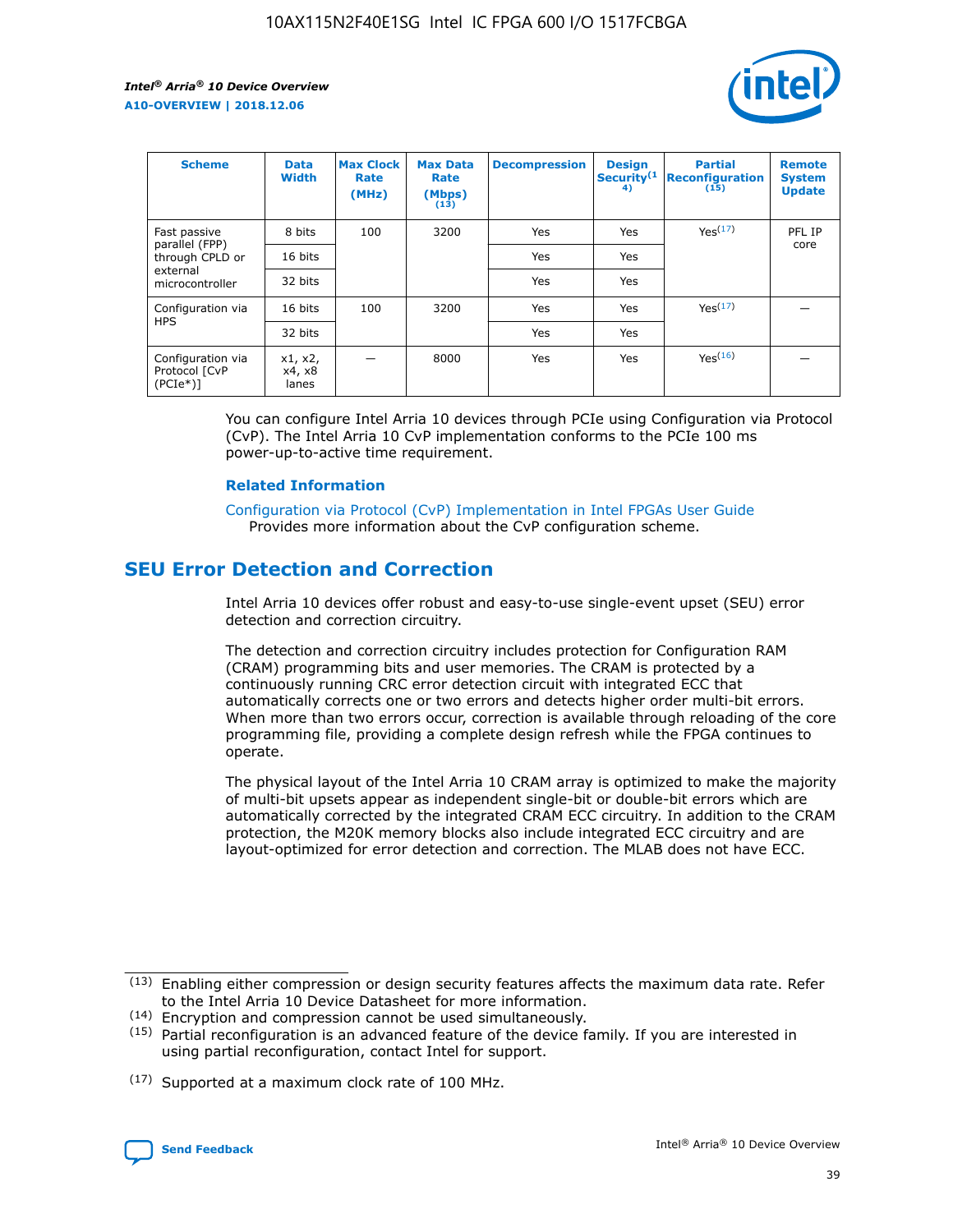| Scheme | Data Width | Max Clock Rate (MHz) | Max Data Rate (Mbps) (13) | Decompression | Design Security(14) | Partial Reconfiguration (15) | Remote System Update |
| --- | --- | --- | --- | --- | --- | --- | --- |
| Fast passive parallel (FPP) through CPLD or external microcontroller | 8 bits | 100 | 3200 | Yes | Yes | Yes(17) | PFL IP core |
| | 16 bits | | | Yes | Yes | | |
| | 32 bits | | | Yes | Yes | | |
| Configuration via HPS | 16 bits | 100 | 3200 | Yes | Yes | Yes(17) | — |
| | 32 bits | | | Yes | Yes | | |
| Configuration via Protocol [CvP (PCIe*)] | x1, x2, x4, x8 lanes | — | 8000 | Yes | Yes | Yes(16) | — |

You can configure Intel Arria 10 devices through PCIe using Configuration via Protocol (CvP). The Intel Arria 10 CvP implementation conforms to the PCIe 100 ms power-up-to-active time requirement.

**Related Information**

Configuration via Protocol (CvP) Implementation in Intel FPGAs User Guide
Provides more information about the CvP configuration scheme.

## SEU Error Detection and Correction

Intel Arria 10 devices offer robust and easy-to-use single-event upset (SEU) error detection and correction circuitry.

The detection and correction circuitry includes protection for Configuration RAM (CRAM) programming bits and user memories. The CRAM is protected by a continuously running CRC error detection circuit with integrated ECC that automatically corrects one or two errors and detects higher order multi-bit errors. When more than two errors occur, correction is available through reloading of the core programming file, providing a complete design refresh while the FPGA continues to operate.

The physical layout of the Intel Arria 10 CRAM array is optimized to make the majority of multi-bit upsets appear as independent single-bit or double-bit errors which are automatically corrected by the integrated CRAM ECC circuitry. In addition to the CRAM protection, the M20K memory blocks also include integrated ECC circuitry and are layout-optimized for error detection and correction. The MLAB does not have ECC.

(13) Enabling either compression or design security features affects the maximum data rate. Refer to the Intel Arria 10 Device Datasheet for more information.

(14) Encryption and compression cannot be used simultaneously.

(15) Partial reconfiguration is an advanced feature of the device family. If you are interested in using partial reconfiguration, contact Intel for support.

(17) Supported at a maximum clock rate of 100 MHz.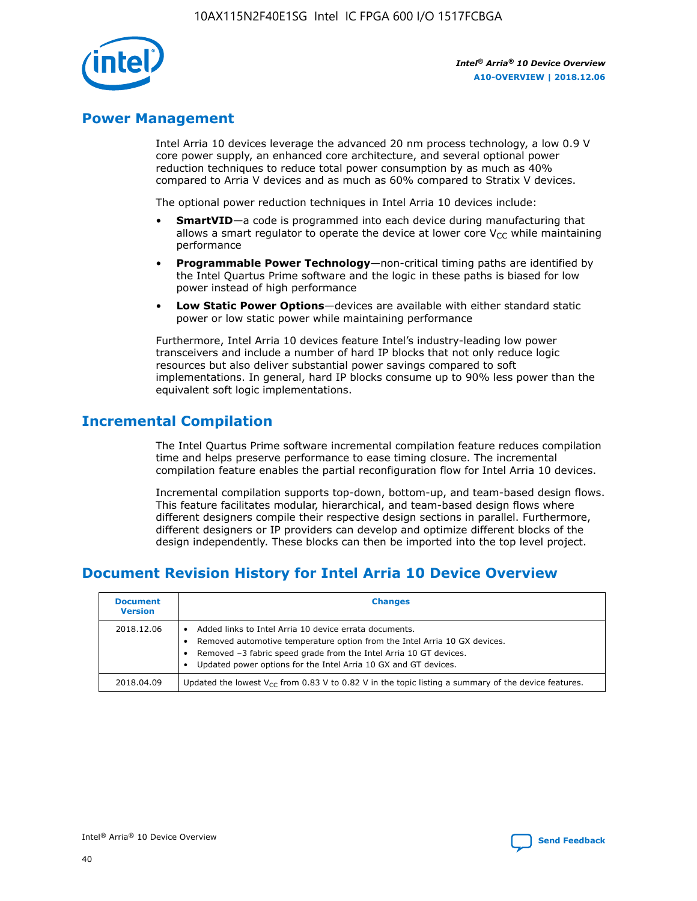## Power Management

Intel Arria 10 devices leverage the advanced 20 nm process technology, a low 0.9 V core power supply, an enhanced core architecture, and several optional power reduction techniques to reduce total power consumption by as much as 40% compared to Arria V devices and as much as 60% compared to Stratix V devices.

The optional power reduction techniques in Intel Arria 10 devices include:

- **SmartVID**—a code is programmed into each device during manufacturing that allows a smart regulator to operate the device at lower core $V_{CC}$ while maintaining performance
- **Programmable Power Technology**—non-critical timing paths are identified by the Intel Quartus Prime software and the logic in these paths is biased for low power instead of high performance
- **Low Static Power Options**—devices are available with either standard static power or low static power while maintaining performance

Furthermore, Intel Arria 10 devices feature Intel's industry-leading low power transceivers and include a number of hard IP blocks that not only reduce logic resources but also deliver substantial power savings compared to soft implementations. In general, hard IP blocks consume up to 90% less power than the equivalent soft logic implementations.

## Incremental Compilation

The Intel Quartus Prime software incremental compilation feature reduces compilation time and helps preserve performance to ease timing closure. The incremental compilation feature enables the partial reconfiguration flow for Intel Arria 10 devices.

Incremental compilation supports top-down, bottom-up, and team-based design flows. This feature facilitates modular, hierarchical, and team-based design flows where different designers compile their respective design sections in parallel. Furthermore, different designers or IP providers can develop and optimize different blocks of the design independently. These blocks can then be imported into the top level project.

## Document Revision History for Intel Arria 10 Device Overview

| Document Version | Changes |
|---|---|
| 2018.12.06 | • Added links to Intel Arria 10 device errata documents.<br>• Removed automotive temperature option from the Intel Arria 10 GX devices.<br>• Removed –3 fabric speed grade from the Intel Arria 10 GT devices.<br>• Updated power options for the Intel Arria 10 GX and GT devices. |
| 2018.04.09 | Updated the lowest $V_{CC}$ from 0.83 V to 0.82 V in the topic listing a summary of the device features. |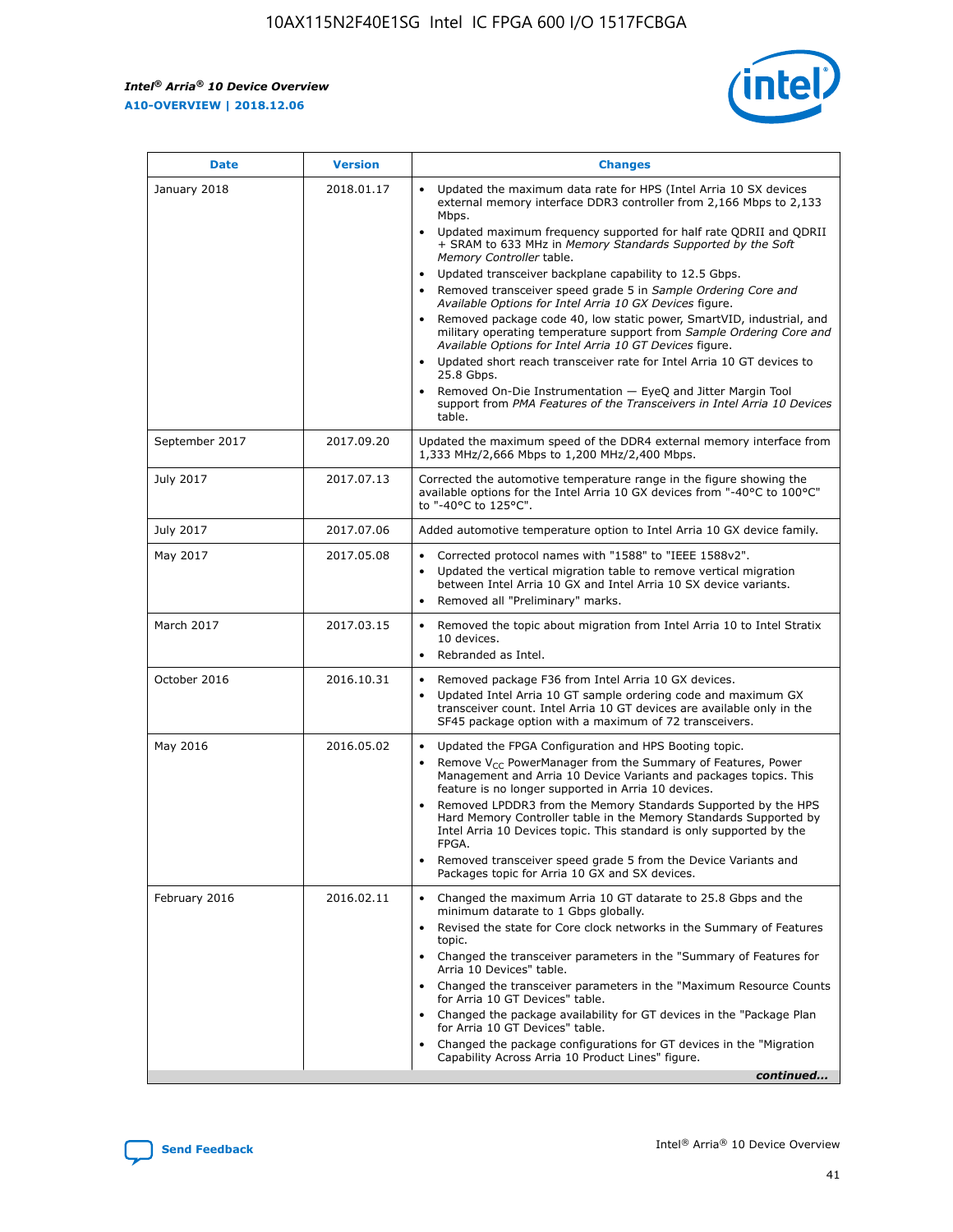| Date | Version | Changes |
| --- | --- | --- |
| January 2018 | 2018.01.17 | • Updated the maximum data rate for HPS (Intel Arria 10 SX devices external memory interface DDR3 controller from 2,166 Mbps to 2,133 Mbps.<br>• Updated maximum frequency supported for half rate QDRII and QDRII + SRAM to 633 MHz in *Memory Standards Supported by the Soft Memory Controller* table.<br>• Updated transceiver backplane capability to 12.5 Gbps.<br>• Removed transceiver speed grade 5 in *Sample Ordering Core and Available Options for Intel Arria 10 GX Devices* figure.<br>• Removed package code 40, low static power, SmartVID, industrial, and military operating temperature support from *Sample Ordering Core and Available Options for Intel Arria 10 GT Devices* figure.<br>• Updated short reach transceiver rate for Intel Arria 10 GT devices to 25.8 Gbps.<br>• Removed On-Die Instrumentation — EyeQ and Jitter Margin Tool support from *PMA Features of the Transceivers in Intel Arria 10 Devices* table. |
| September 2017 | 2017.09.20 | Updated the maximum speed of the DDR4 external memory interface from 1,333 MHz/2,666 Mbps to 1,200 MHz/2,400 Mbps. |
| July 2017 | 2017.07.13 | Corrected the automotive temperature range in the figure showing the available options for the Intel Arria 10 GX devices from "-40°C to 100°C" to "-40°C to 125°C". |
| July 2017 | 2017.07.06 | Added automotive temperature option to Intel Arria 10 GX device family. |
| May 2017 | 2017.05.08 | • Corrected protocol names with "1588" to "IEEE 1588v2".<br>• Updated the vertical migration table to remove vertical migration between Intel Arria 10 GX and Intel Arria 10 SX device variants.<br>• Removed all "Preliminary" marks. |
| March 2017 | 2017.03.15 | • Removed the topic about migration from Intel Arria 10 to Intel Stratix 10 devices.<br>• Rebranded as Intel. |
| October 2016 | 2016.10.31 | • Removed package F36 from Intel Arria 10 GX devices.<br>• Updated Intel Arria 10 GT sample ordering code and maximum GX transceiver count. Intel Arria 10 GT devices are available only in the SF45 package option with a maximum of 72 transceivers. |
| May 2016 | 2016.05.02 | • Updated the FPGA Configuration and HPS Booting topic.<br>• Remove $V_{CC}$ PowerManager from the Summary of Features, Power Management and Arria 10 Device Variants and packages topics. This feature is no longer supported in Arria 10 devices.<br>• Removed LPDDR3 from the Memory Standards Supported by the HPS Hard Memory Controller table in the Memory Standards Supported by Intel Arria 10 Devices topic. This standard is only supported by the FPGA.<br>• Removed transceiver speed grade 5 from the Device Variants and Packages topic for Arria 10 GX and SX devices. |
| February 2016 | 2016.02.11 | • Changed the maximum Arria 10 GT datarate to 25.8 Gbps and the minimum datarate to 1 Gbps globally.<br>• Revised the state for Core clock networks in the Summary of Features topic.<br>• Changed the transceiver parameters in the "Summary of Features for Arria 10 Devices" table.<br>• Changed the transceiver parameters in the "Maximum Resource Counts for Arria 10 GT Devices" table.<br>• Changed the package availability for GT devices in the "Package Plan for Arria 10 GT Devices" table.<br>• Changed the package configurations for GT devices in the "Migration Capability Across Arria 10 Product Lines" figure. |

*continued...*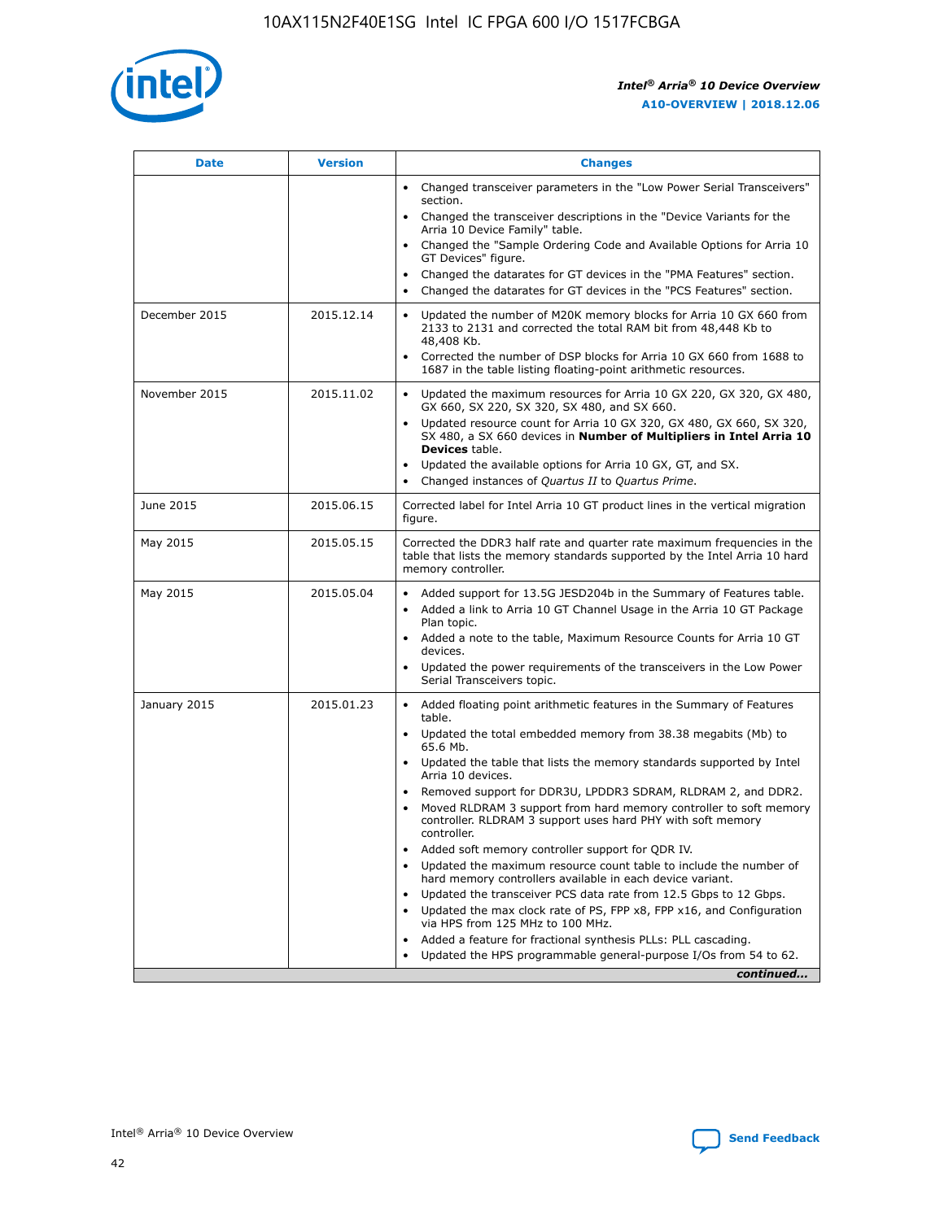| Date | Version | Changes |
| --- | --- | --- |
| | | • Changed transceiver parameters in the "Low Power Serial Transceivers" section.<br>• Changed the transceiver descriptions in the "Device Variants for the Arria 10 Device Family" table.<br>• Changed the "Sample Ordering Code and Available Options for Arria 10 GT Devices" figure.<br>• Changed the datarates for GT devices in the "PMA Features" section.<br>• Changed the datarates for GT devices in the "PCS Features" section. |
| December 2015 | 2015.12.14 | • Updated the number of M20K memory blocks for Arria 10 GX 660 from 2133 to 2131 and corrected the total RAM bit from 48,448 Kb to 48,408 Kb.<br>• Corrected the number of DSP blocks for Arria 10 GX 660 from 1688 to 1687 in the table listing floating-point arithmetic resources. |
| November 2015 | 2015.11.02 | • Updated the maximum resources for Arria 10 GX 220, GX 320, GX 480, GX 660, SX 220, SX 320, SX 480, and SX 660.<br>• Updated resource count for Arria 10 GX 320, GX 480, GX 660, SX 320, SX 480, a SX 660 devices in **Number of Multipliers in Intel Arria 10 Devices** table.<br>• Updated the available options for Arria 10 GX, GT, and SX.<br>• Changed instances of *Quartus II* to *Quartus Prime*. |
| June 2015 | 2015.06.15 | Corrected label for Intel Arria 10 GT product lines in the vertical migration figure. |
| May 2015 | 2015.05.15 | Corrected the DDR3 half rate and quarter rate maximum frequencies in the table that lists the memory standards supported by the Intel Arria 10 hard memory controller. |
| May 2015 | 2015.05.04 | • Added support for 13.5G JESD204b in the Summary of Features table.<br>• Added a link to Arria 10 GT Channel Usage in the Arria 10 GT Package Plan topic.<br>• Added a note to the table, Maximum Resource Counts for Arria 10 GT devices.<br>• Updated the power requirements of the transceivers in the Low Power Serial Transceivers topic. |
| January 2015 | 2015.01.23 | • Added floating point arithmetic features in the Summary of Features table.<br>• Updated the total embedded memory from 38.38 megabits (Mb) to 65.6 Mb.<br>• Updated the table that lists the memory standards supported by Intel Arria 10 devices.<br>• Removed support for DDR3U, LPDDR3 SDRAM, RLDRAM 2, and DDR2.<br>• Moved RLDRAM 3 support from hard memory controller to soft memory controller. RLDRAM 3 support uses hard PHY with soft memory controller.<br>• Added soft memory controller support for QDR IV.<br>• Updated the maximum resource count table to include the number of hard memory controllers available in each device variant.<br>• Updated the transceiver PCS data rate from 12.5 Gbps to 12 Gbps.<br>• Updated the max clock rate of PS, FPP x8, FPP x16, and Configuration via HPS from 125 MHz to 100 MHz.<br>• Added a feature for fractional synthesis PLLs: PLL cascading.<br>• Updated the HPS programmable general-purpose I/Os from 54 to 62. |

*continued...*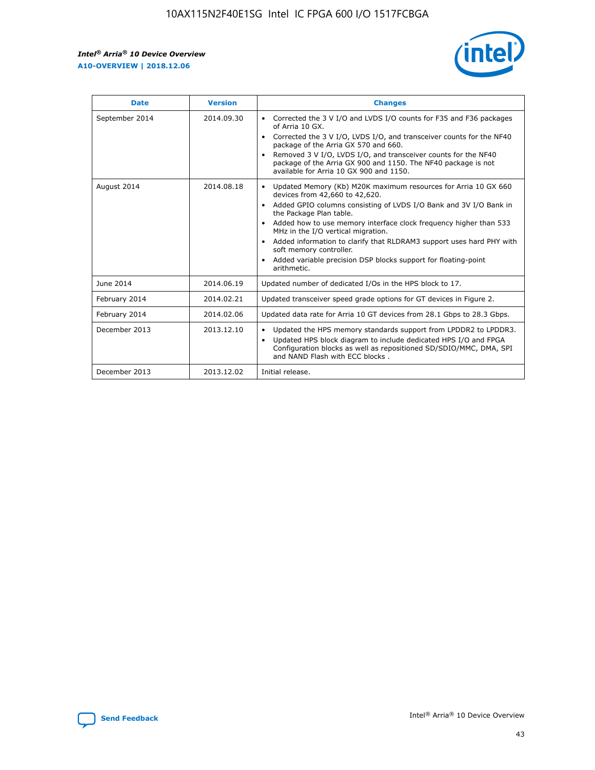| Date | Version | Changes |
| --- | --- | --- |
| September 2014 | 2014.09.30 | • Corrected the 3 V I/O and LVDS I/O counts for F35 and F36 packages of Arria 10 GX.<br>• Corrected the 3 V I/O, LVDS I/O, and transceiver counts for the NF40 package of the Arria GX 570 and 660.<br>• Removed 3 V I/O, LVDS I/O, and transceiver counts for the NF40 package of the Arria GX 900 and 1150. The NF40 package is not available for Arria 10 GX 900 and 1150. |
| August 2014 | 2014.08.18 | • Updated Memory (Kb) M20K maximum resources for Arria 10 GX 660 devices from 42,660 to 42,620.<br>• Added GPIO columns consisting of LVDS I/O Bank and 3V I/O Bank in the Package Plan table.<br>• Added how to use memory interface clock frequency higher than 533 MHz in the I/O vertical migration.<br>• Added information to clarify that RLDRAM3 support uses hard PHY with soft memory controller.<br>• Added variable precision DSP blocks support for floating-point arithmetic. |
| June 2014 | 2014.06.19 | Updated number of dedicated I/Os in the HPS block to 17. |
| February 2014 | 2014.02.21 | Updated transceiver speed grade options for GT devices in Figure 2. |
| February 2014 | 2014.02.06 | Updated data rate for Arria 10 GT devices from 28.1 Gbps to 28.3 Gbps. |
| December 2013 | 2013.12.10 | • Updated the HPS memory standards support from LPDDR2 to LPDDR3.<br>• Updated HPS block diagram to include dedicated HPS I/O and FPGA Configuration blocks as well as repositioned SD/SDIO/MMC, DMA, SPI and NAND Flash with ECC blocks . |
| December 2013 | 2013.12.02 | Initial release. |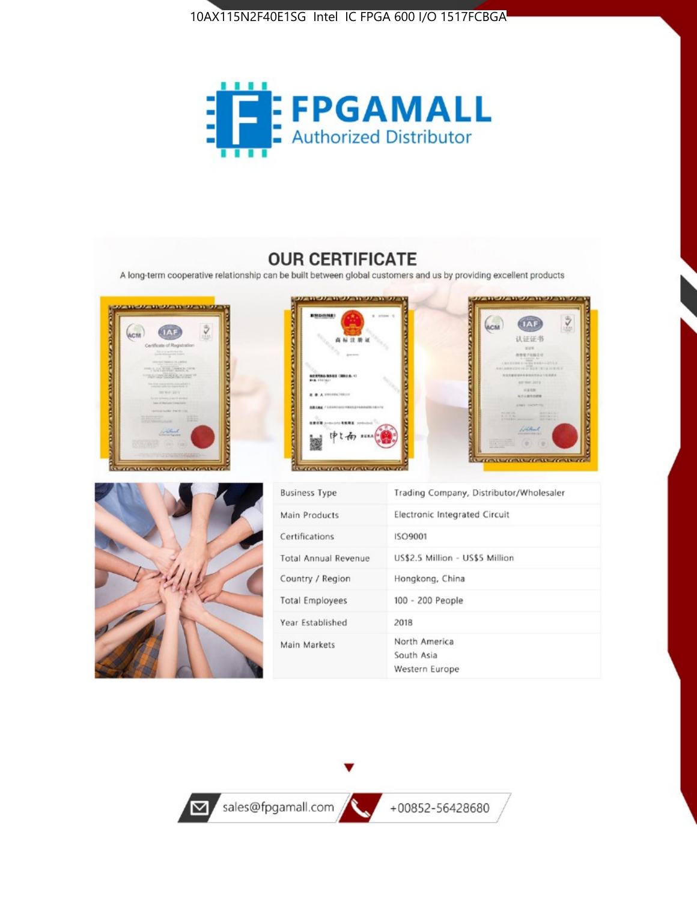FPGAMALL
Authorized Distributor

## OUR CERTIFICATE

A long-term cooperative relationship can be built between global customers and us by providing excellent products

| | |
|---|---|
| Business Type | Trading Company, Distributor/Wholesaler |
| Main Products | Electronic Integrated Circuit |
| Certifications | ISO9001 |
| Total Annual Revenue | US$2.5 Million - US$5 Million |
| Country / Region | Hongkong, China |
| Total Employees | 100 - 200 People |
| Year Established | 2018 |
| Main Markets | North America<br>South Asia<br>Western Europe |

sales@fpgamall.com

+00852-56428680